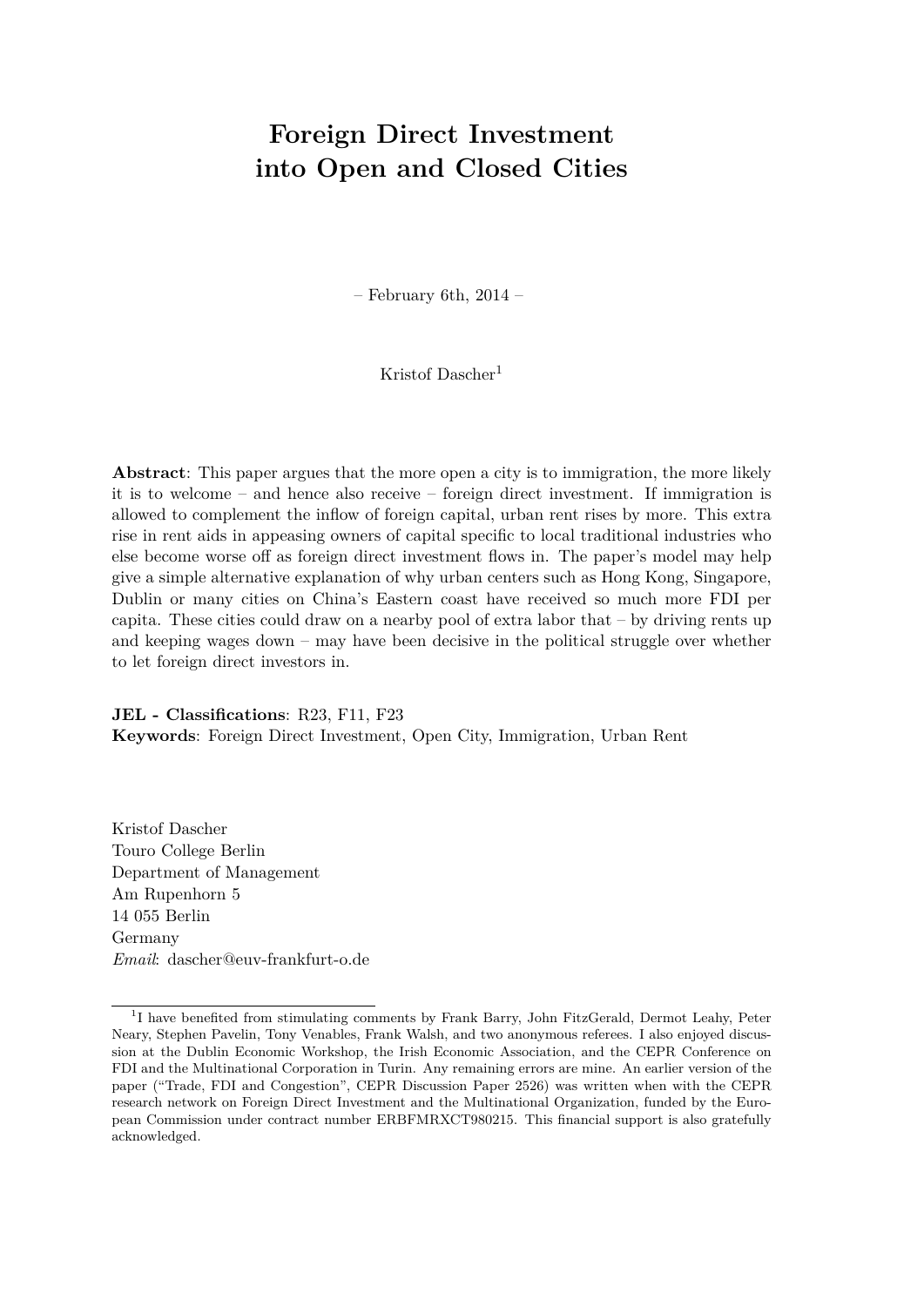# Foreign Direct Investment into Open and Closed Cities

– February 6th, 2014 –

Kristof Dascher[1]

**Abstract**: This paper argues that the more open a city is to immigration, the more likely it is to welcome – and hence also receive – foreign direct investment. If immigration is allowed to complement the inflow of foreign capital, urban rent rises by more. This extra rise in rent aids in appeasing owners of capital specific to local traditional industries who else become worse off as foreign direct investment flows in. The paper's model may help give a simple alternative explanation of why urban centers such as Hong Kong, Singapore, Dublin or many cities on China's Eastern coast have received so much more FDI per capita. These cities could draw on a nearby pool of extra labor that – by driving rents up and keeping wages down – may have been decisive in the political struggle over whether to let foreign direct investors in.

**JEL - Classifications**: R23, F11, F23
**Keywords**: Foreign Direct Investment, Open City, Immigration, Urban Rent

Kristof Dascher
Touro College Berlin
Department of Management
Am Rupenhorn 5
14 055 Berlin
Germany
*Email*: dascher@euv-frankfurt-o.de

[1] I have benefited from stimulating comments by Frank Barry, John FitzGerald, Dermot Leahy, Peter Neary, Stephen Pavelin, Tony Venables, Frank Walsh, and two anonymous referees. I also enjoyed discussion at the Dublin Economic Workshop, the Irish Economic Association, and the CEPR Conference on FDI and the Multinational Corporation in Turin. Any remaining errors are mine. An earlier version of the paper ("Trade, FDI and Congestion", CEPR Discussion Paper 2526) was written when with the CEPR research network on Foreign Direct Investment and the Multinational Organization, funded by the European Commission under contract number ERBFMRXCT980215. This financial support is also gratefully acknowledged.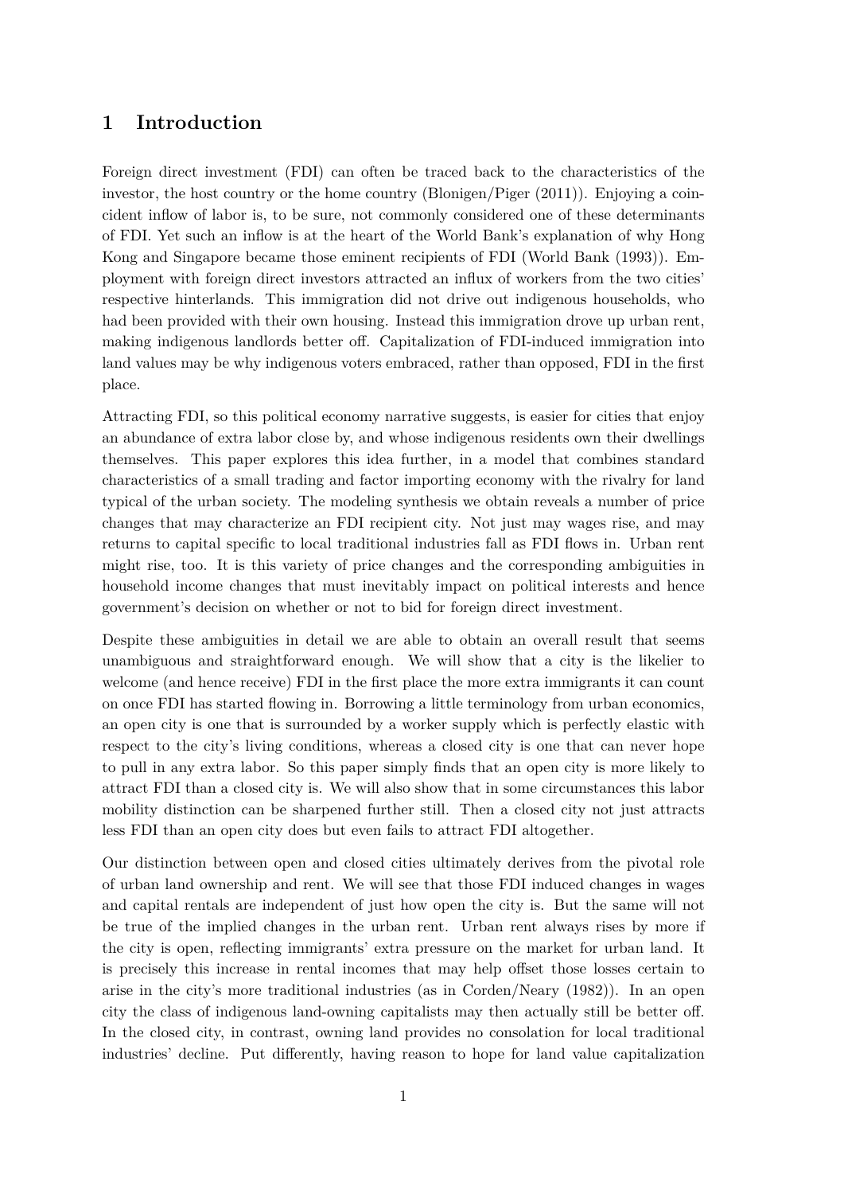# 1 Introduction

Foreign direct investment (FDI) can often be traced back to the characteristics of the investor, the host country or the home country (Blonigen/Piger (2011)). Enjoying a coincident inflow of labor is, to be sure, not commonly considered one of these determinants of FDI. Yet such an inflow is at the heart of the World Bank's explanation of why Hong Kong and Singapore became those eminent recipients of FDI (World Bank (1993)). Employment with foreign direct investors attracted an influx of workers from the two cities' respective hinterlands. This immigration did not drive out indigenous households, who had been provided with their own housing. Instead this immigration drove up urban rent, making indigenous landlords better off. Capitalization of FDI-induced immigration into land values may be why indigenous voters embraced, rather than opposed, FDI in the first place.

Attracting FDI, so this political economy narrative suggests, is easier for cities that enjoy an abundance of extra labor close by, and whose indigenous residents own their dwellings themselves. This paper explores this idea further, in a model that combines standard characteristics of a small trading and factor importing economy with the rivalry for land typical of the urban society. The modeling synthesis we obtain reveals a number of price changes that may characterize an FDI recipient city. Not just may wages rise, and may returns to capital specific to local traditional industries fall as FDI flows in. Urban rent might rise, too. It is this variety of price changes and the corresponding ambiguities in household income changes that must inevitably impact on political interests and hence government's decision on whether or not to bid for foreign direct investment.

Despite these ambiguities in detail we are able to obtain an overall result that seems unambiguous and straightforward enough. We will show that a city is the likelier to welcome (and hence receive) FDI in the first place the more extra immigrants it can count on once FDI has started flowing in. Borrowing a little terminology from urban economics, an open city is one that is surrounded by a worker supply which is perfectly elastic with respect to the city's living conditions, whereas a closed city is one that can never hope to pull in any extra labor. So this paper simply finds that an open city is more likely to attract FDI than a closed city is. We will also show that in some circumstances this labor mobility distinction can be sharpened further still. Then a closed city not just attracts less FDI than an open city does but even fails to attract FDI altogether.

Our distinction between open and closed cities ultimately derives from the pivotal role of urban land ownership and rent. We will see that those FDI induced changes in wages and capital rentals are independent of just how open the city is. But the same will not be true of the implied changes in the urban rent. Urban rent always rises by more if the city is open, reflecting immigrants' extra pressure on the market for urban land. It is precisely this increase in rental incomes that may help offset those losses certain to arise in the city's more traditional industries (as in Corden/Neary (1982)). In an open city the class of indigenous land-owning capitalists may then actually still be better off. In the closed city, in contrast, owning land provides no consolation for local traditional industries' decline. Put differently, having reason to hope for land value capitalization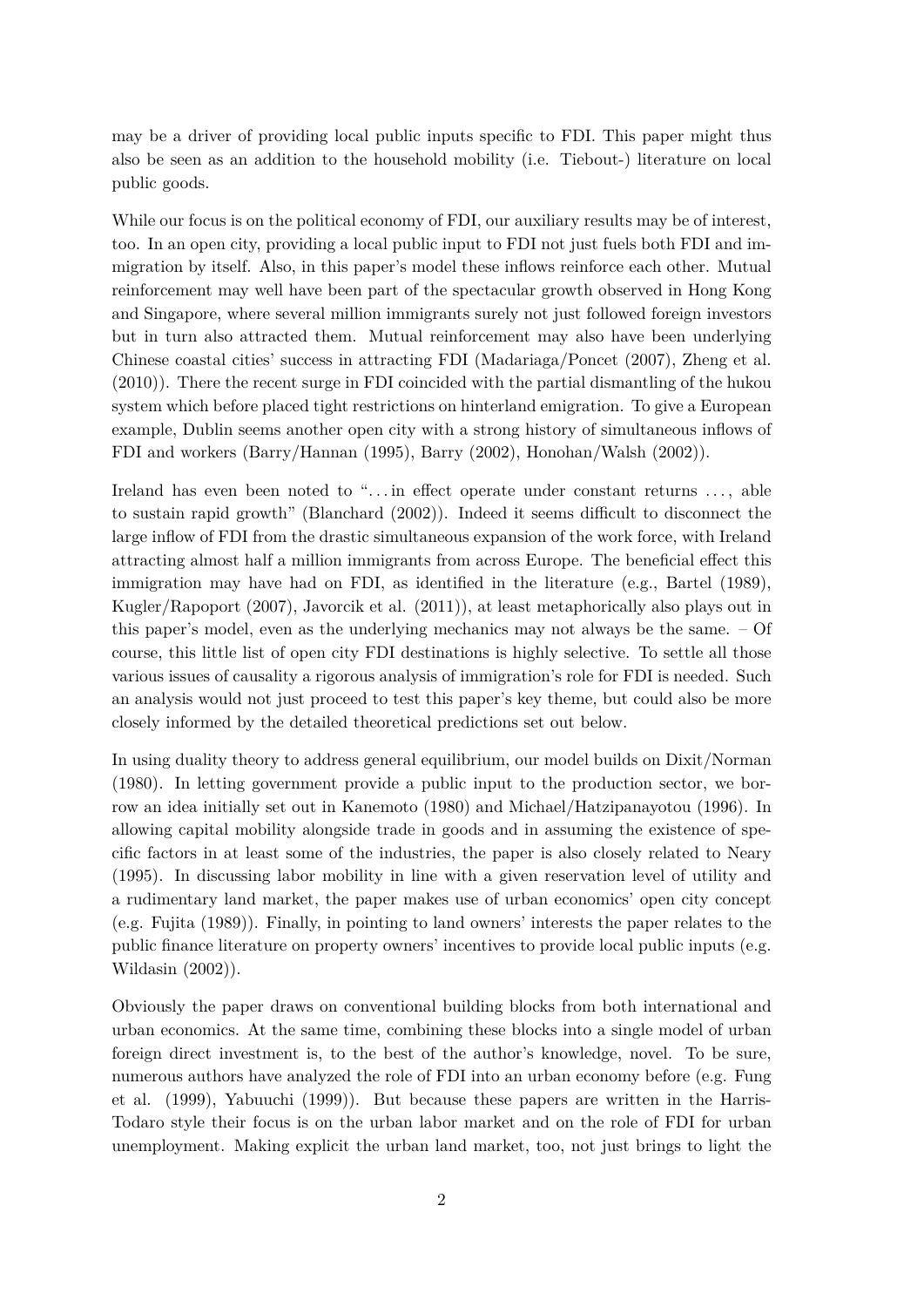may be a driver of providing local public inputs specific to FDI. This paper might thus also be seen as an addition to the household mobility (i.e. Tiebout-) literature on local public goods.

While our focus is on the political economy of FDI, our auxiliary results may be of interest, too. In an open city, providing a local public input to FDI not just fuels both FDI and immigration by itself. Also, in this paper's model these inflows reinforce each other. Mutual reinforcement may well have been part of the spectacular growth observed in Hong Kong and Singapore, where several million immigrants surely not just followed foreign investors but in turn also attracted them. Mutual reinforcement may also have been underlying Chinese coastal cities' success in attracting FDI (Madariaga/Poncet (2007), Zheng et al. (2010)). There the recent surge in FDI coincided with the partial dismantling of the hukou system which before placed tight restrictions on hinterland emigration. To give a European example, Dublin seems another open city with a strong history of simultaneous inflows of FDI and workers (Barry/Hannan (1995), Barry (2002), Honohan/Walsh (2002)).

Ireland has even been noted to "... in effect operate under constant returns ..., able to sustain rapid growth" (Blanchard (2002)). Indeed it seems difficult to disconnect the large inflow of FDI from the drastic simultaneous expansion of the work force, with Ireland attracting almost half a million immigrants from across Europe. The beneficial effect this immigration may have had on FDI, as identified in the literature (e.g., Bartel (1989), Kugler/Rapoport (2007), Javorcik et al. (2011)), at least metaphorically also plays out in this paper's model, even as the underlying mechanics may not always be the same. – Of course, this little list of open city FDI destinations is highly selective. To settle all those various issues of causality a rigorous analysis of immigration's role for FDI is needed. Such an analysis would not just proceed to test this paper's key theme, but could also be more closely informed by the detailed theoretical predictions set out below.

In using duality theory to address general equilibrium, our model builds on Dixit/Norman (1980). In letting government provide a public input to the production sector, we borrow an idea initially set out in Kanemoto (1980) and Michael/Hatzipanayotou (1996). In allowing capital mobility alongside trade in goods and in assuming the existence of specific factors in at least some of the industries, the paper is also closely related to Neary (1995). In discussing labor mobility in line with a given reservation level of utility and a rudimentary land market, the paper makes use of urban economics' open city concept (e.g. Fujita (1989)). Finally, in pointing to land owners' interests the paper relates to the public finance literature on property owners' incentives to provide local public inputs (e.g. Wildasin (2002)).

Obviously the paper draws on conventional building blocks from both international and urban economics. At the same time, combining these blocks into a single model of urban foreign direct investment is, to the best of the author's knowledge, novel. To be sure, numerous authors have analyzed the role of FDI into an urban economy before (e.g. Fung et al. (1999), Yabuuchi (1999)). But because these papers are written in the Harris-Todaro style their focus is on the urban labor market and on the role of FDI for urban unemployment. Making explicit the urban land market, too, not just brings to light the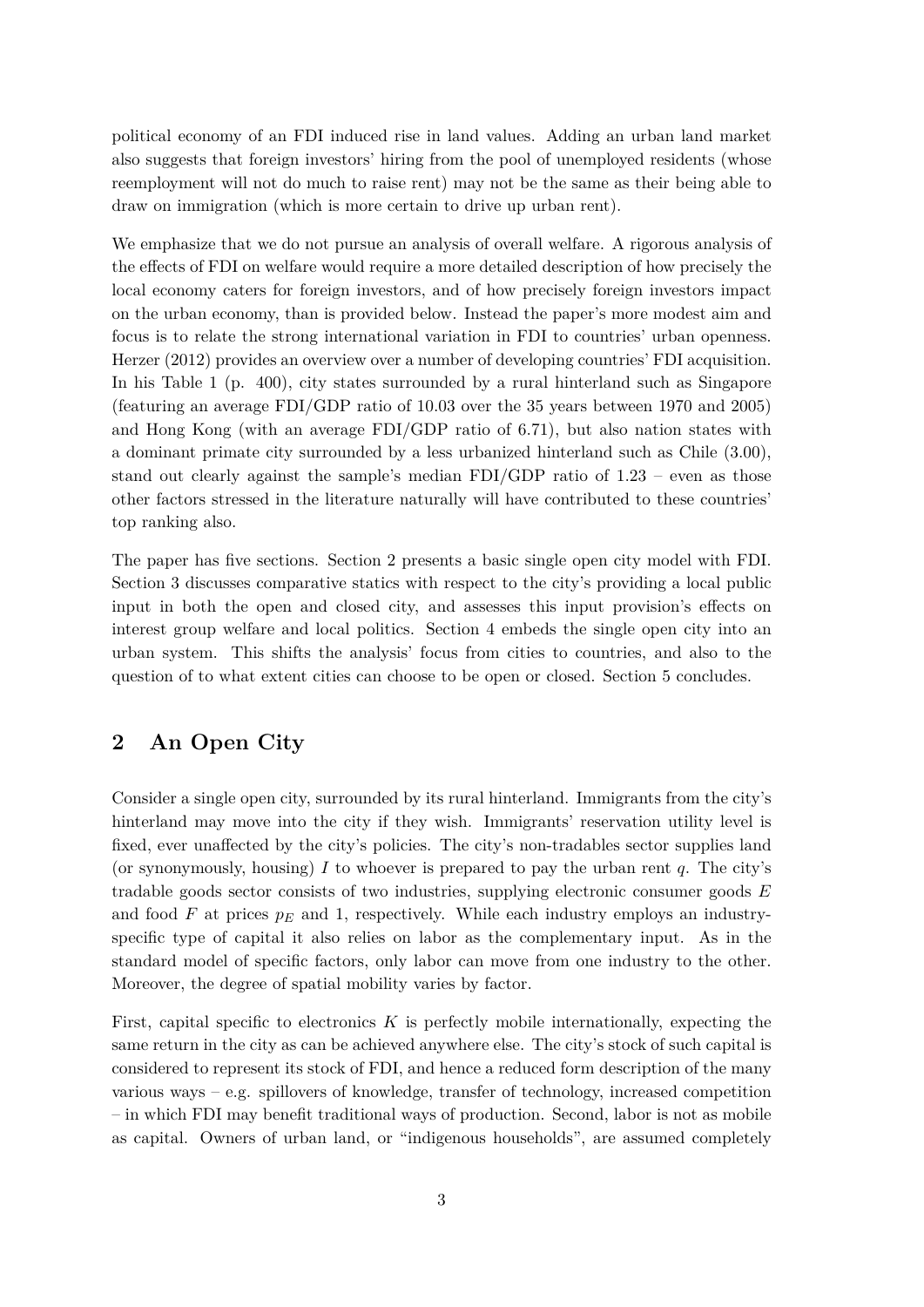political economy of an FDI induced rise in land values. Adding an urban land market also suggests that foreign investors' hiring from the pool of unemployed residents (whose reemployment will not do much to raise rent) may not be the same as their being able to draw on immigration (which is more certain to drive up urban rent).

We emphasize that we do not pursue an analysis of overall welfare. A rigorous analysis of the effects of FDI on welfare would require a more detailed description of how precisely the local economy caters for foreign investors, and of how precisely foreign investors impact on the urban economy, than is provided below. Instead the paper's more modest aim and focus is to relate the strong international variation in FDI to countries' urban openness. Herzer (2012) provides an overview over a number of developing countries' FDI acquisition. In his Table 1 (p. 400), city states surrounded by a rural hinterland such as Singapore (featuring an average FDI/GDP ratio of 10.03 over the 35 years between 1970 and 2005) and Hong Kong (with an average FDI/GDP ratio of 6.71), but also nation states with a dominant primate city surrounded by a less urbanized hinterland such as Chile (3.00), stand out clearly against the sample's median FDI/GDP ratio of 1.23 – even as those other factors stressed in the literature naturally will have contributed to these countries' top ranking also.

The paper has five sections. Section 2 presents a basic single open city model with FDI. Section 3 discusses comparative statics with respect to the city's providing a local public input in both the open and closed city, and assesses this input provision's effects on interest group welfare and local politics. Section 4 embeds the single open city into an urban system. This shifts the analysis' focus from cities to countries, and also to the question of to what extent cities can choose to be open or closed. Section 5 concludes.

## 2 An Open City

Consider a single open city, surrounded by its rural hinterland. Immigrants from the city's hinterland may move into the city if they wish. Immigrants' reservation utility level is fixed, ever unaffected by the city's policies. The city's non-tradables sector supplies land (or synonymously, housing) $I$ to whoever is prepared to pay the urban rent $q$. The city's tradable goods sector consists of two industries, supplying electronic consumer goods $E$ and food $F$ at prices $p_E$ and 1, respectively. While each industry employs an industry-specific type of capital it also relies on labor as the complementary input. As in the standard model of specific factors, only labor can move from one industry to the other. Moreover, the degree of spatial mobility varies by factor.

First, capital specific to electronics $K$ is perfectly mobile internationally, expecting the same return in the city as can be achieved anywhere else. The city's stock of such capital is considered to represent its stock of FDI, and hence a reduced form description of the many various ways – e.g. spillovers of knowledge, transfer of technology, increased competition – in which FDI may benefit traditional ways of production. Second, labor is not as mobile as capital. Owners of urban land, or "indigenous households", are assumed completely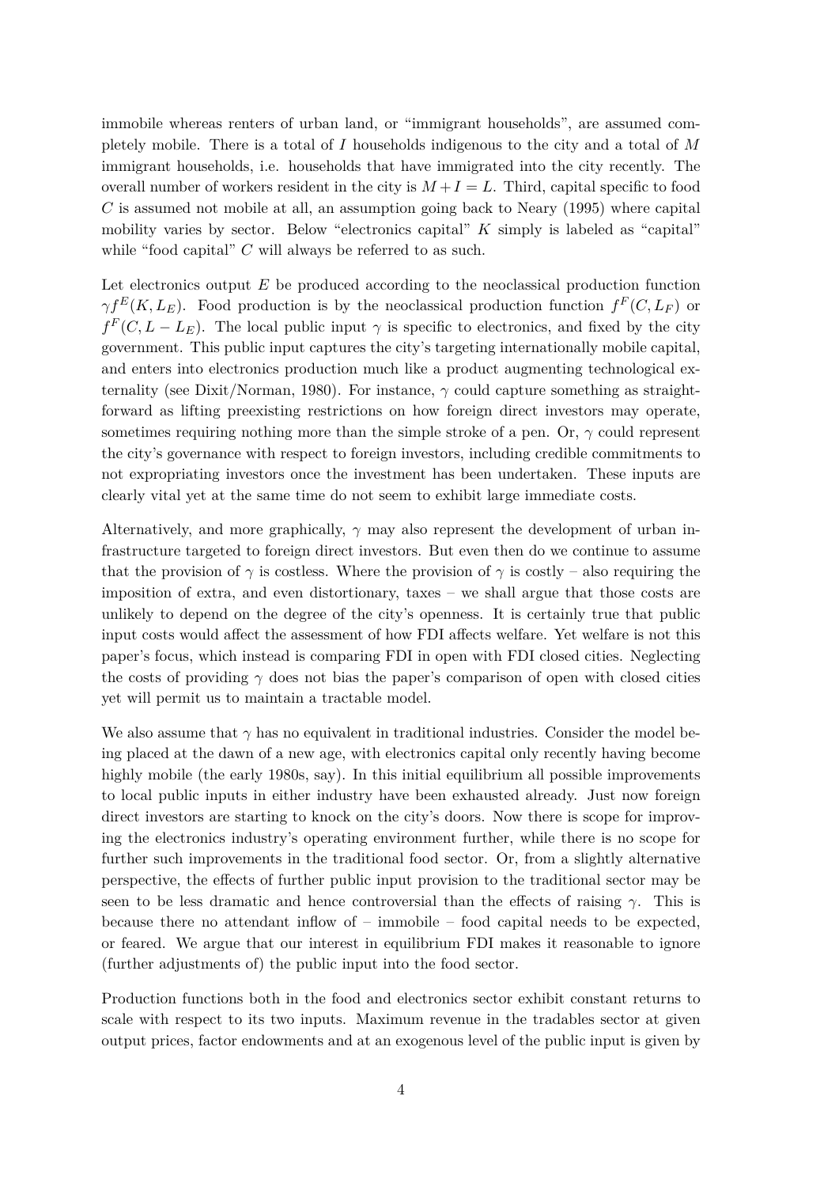immobile whereas renters of urban land, or "immigrant households", are assumed completely mobile. There is a total of $I$ households indigenous to the city and a total of $M$ immigrant households, i.e. households that have immigrated into the city recently. The overall number of workers resident in the city is $M + I = L$. Third, capital specific to food $C$ is assumed not mobile at all, an assumption going back to Neary (1995) where capital mobility varies by sector. Below "electronics capital" $K$ simply is labeled as "capital" while "food capital" $C$ will always be referred to as such.

Let electronics output $E$ be produced according to the neoclassical production function $\gamma f^E(K, L_E)$. Food production is by the neoclassical production function $f^F(C, L_F)$ or $f^F(C, L - L_E)$. The local public input $\gamma$ is specific to electronics, and fixed by the city government. This public input captures the city's targeting internationally mobile capital, and enters into electronics production much like a product augmenting technological externality (see Dixit/Norman, 1980). For instance, $\gamma$ could capture something as straightforward as lifting preexisting restrictions on how foreign direct investors may operate, sometimes requiring nothing more than the simple stroke of a pen. Or, $\gamma$ could represent the city's governance with respect to foreign investors, including credible commitments to not expropriating investors once the investment has been undertaken. These inputs are clearly vital yet at the same time do not seem to exhibit large immediate costs.

Alternatively, and more graphically, $\gamma$ may also represent the development of urban infrastructure targeted to foreign direct investors. But even then do we continue to assume that the provision of $\gamma$ is costless. Where the provision of $\gamma$ is costly – also requiring the imposition of extra, and even distortionary, taxes – we shall argue that those costs are unlikely to depend on the degree of the city's openness. It is certainly true that public input costs would affect the assessment of how FDI affects welfare. Yet welfare is not this paper's focus, which instead is comparing FDI in open with FDI closed cities. Neglecting the costs of providing $\gamma$ does not bias the paper's comparison of open with closed cities yet will permit us to maintain a tractable model.

We also assume that $\gamma$ has no equivalent in traditional industries. Consider the model being placed at the dawn of a new age, with electronics capital only recently having become highly mobile (the early 1980s, say). In this initial equilibrium all possible improvements to local public inputs in either industry have been exhausted already. Just now foreign direct investors are starting to knock on the city's doors. Now there is scope for improving the electronics industry's operating environment further, while there is no scope for further such improvements in the traditional food sector. Or, from a slightly alternative perspective, the effects of further public input provision to the traditional sector may be seen to be less dramatic and hence controversial than the effects of raising $\gamma$. This is because there no attendant inflow of – immobile – food capital needs to be expected, or feared. We argue that our interest in equilibrium FDI makes it reasonable to ignore (further adjustments of) the public input into the food sector.

Production functions both in the food and electronics sector exhibit constant returns to scale with respect to its two inputs. Maximum revenue in the tradables sector at given output prices, factor endowments and at an exogenous level of the public input is given by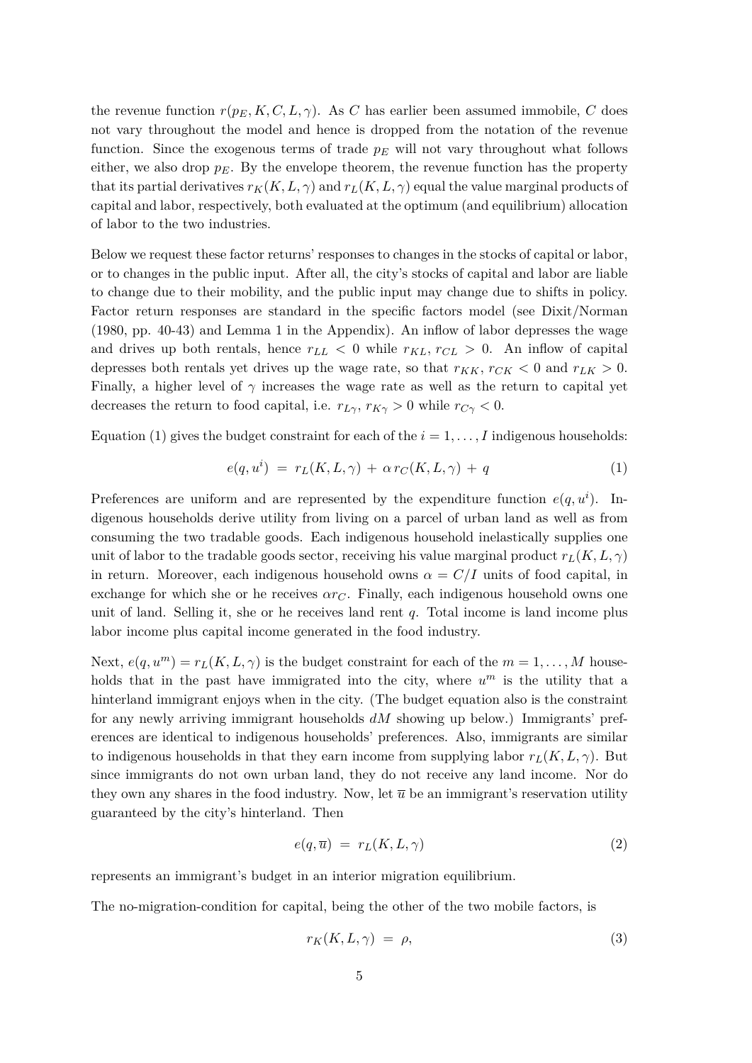the revenue function $r(p_E, K, C, L, \gamma)$. As $C$ has earlier been assumed immobile, $C$ does not vary throughout the model and hence is dropped from the notation of the revenue function. Since the exogenous terms of trade $p_E$ will not vary throughout what follows either, we also drop $p_E$. By the envelope theorem, the revenue function has the property that its partial derivatives $r_K(K, L, \gamma)$ and $r_L(K, L, \gamma)$ equal the value marginal products of capital and labor, respectively, both evaluated at the optimum (and equilibrium) allocation of labor to the two industries.

Below we request these factor returns' responses to changes in the stocks of capital or labor, or to changes in the public input. After all, the city's stocks of capital and labor are liable to change due to their mobility, and the public input may change due to shifts in policy. Factor return responses are standard in the specific factors model (see Dixit/Norman (1980, pp. 40-43) and Lemma 1 in the Appendix). An inflow of labor depresses the wage and drives up both rentals, hence $r_{LL} < 0$ while $r_{KL}, r_{CL} > 0$. An inflow of capital depresses both rentals yet drives up the wage rate, so that $r_{KK}, r_{CK} < 0$ and $r_{LK} > 0$. Finally, a higher level of $\gamma$ increases the wage rate as well as the return to capital yet decreases the return to food capital, i.e. $r_{L\gamma}, r_{K\gamma} > 0$ while $r_{C\gamma} < 0$.

Equation (1) gives the budget constraint for each of the $i = 1, \ldots, I$ indigenous households:

$$e(q, u^i) \;=\; r_L(K, L, \gamma) \;+\; \alpha \, r_C(K, L, \gamma) \;+\; q \tag{1}$$

Preferences are uniform and are represented by the expenditure function $e(q, u^i)$. Indigenous households derive utility from living on a parcel of urban land as well as from consuming the two tradable goods. Each indigenous household inelastically supplies one unit of labor to the tradable goods sector, receiving his value marginal product $r_L(K, L, \gamma)$ in return. Moreover, each indigenous household owns $\alpha = C/I$ units of food capital, in exchange for which she or he receives $\alpha r_C$. Finally, each indigenous household owns one unit of land. Selling it, she or he receives land rent $q$. Total income is land income plus labor income plus capital income generated in the food industry.

Next, $e(q, u^m) = r_L(K, L, \gamma)$ is the budget constraint for each of the $m = 1, \ldots, M$ households that in the past have immigrated into the city, where $u^m$ is the utility that a hinterland immigrant enjoys when in the city. (The budget equation also is the constraint for any newly arriving immigrant households $dM$ showing up below.) Immigrants' preferences are identical to indigenous households' preferences. Also, immigrants are similar to indigenous households in that they earn income from supplying labor $r_L(K, L, \gamma)$. But since immigrants do not own urban land, they do not receive any land income. Nor do they own any shares in the food industry. Now, let $\overline{u}$ be an immigrant's reservation utility guaranteed by the city's hinterland. Then

$$e(q, \overline{u}) \;=\; r_L(K, L, \gamma) \tag{2}$$

represents an immigrant's budget in an interior migration equilibrium.

The no-migration-condition for capital, being the other of the two mobile factors, is

$$r_K(K, L, \gamma) \;=\; \rho, \tag{3}$$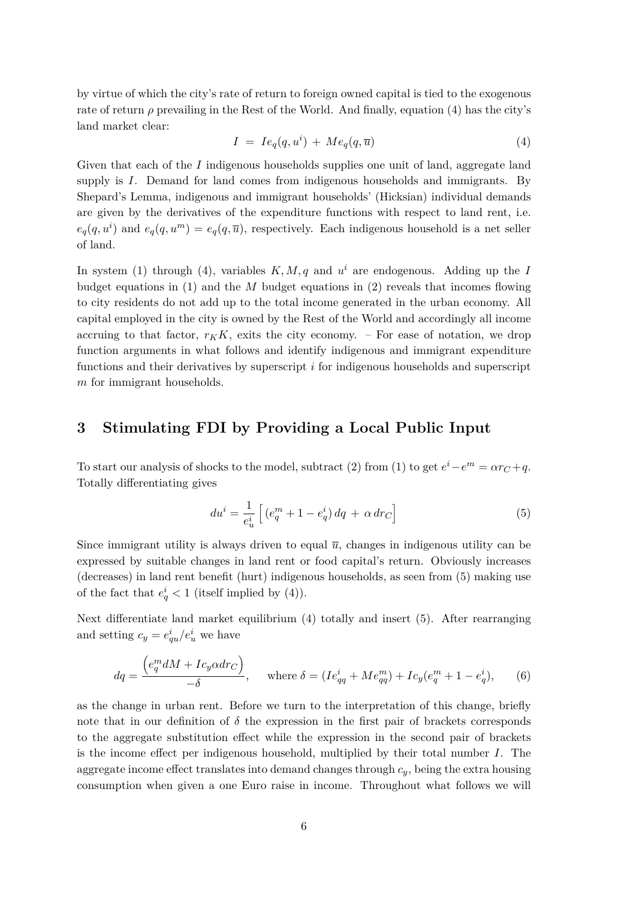by virtue of which the city's rate of return to foreign owned capital is tied to the exogenous rate of return $\rho$ prevailing in the Rest of the World. And finally, equation (4) has the city's land market clear:

$$I \;=\; Ie_q(q, u^i) \;+\; Me_q(q, \overline{u}) \tag{4}$$

Given that each of the $I$ indigenous households supplies one unit of land, aggregate land supply is $I$. Demand for land comes from indigenous households and immigrants. By Shepard's Lemma, indigenous and immigrant households' (Hicksian) individual demands are given by the derivatives of the expenditure functions with respect to land rent, i.e. $e_q(q, u^i)$ and $e_q(q, u^m) = e_q(q, \overline{u})$, respectively. Each indigenous household is a net seller of land.

In system (1) through (4), variables $K, M, q$ and $u^i$ are endogenous. Adding up the $I$ budget equations in (1) and the $M$ budget equations in (2) reveals that incomes flowing to city residents do not add up to the total income generated in the urban economy. All capital employed in the city is owned by the Rest of the World and accordingly all income accruing to that factor, $r_K K$, exits the city economy. – For ease of notation, we drop function arguments in what follows and identify indigenous and immigrant expenditure functions and their derivatives by superscript $i$ for indigenous households and superscript $m$ for immigrant households.

## 3 Stimulating FDI by Providing a Local Public Input

To start our analysis of shocks to the model, subtract (2) from (1) to get $e^i - e^m = \alpha r_C + q$. Totally differentiating gives

$$du^i = \frac{1}{e^i_u}\Big[\,(e^m_q + 1 - e^i_q)\,dq \;+\; \alpha\, dr_C\Big] \tag{5}$$

Since immigrant utility is always driven to equal $\overline{u}$, changes in indigenous utility can be expressed by suitable changes in land rent or food capital's return. Obviously increases (decreases) in land rent benefit (hurt) indigenous households, as seen from (5) making use of the fact that $e^i_q < 1$ (itself implied by (4)).

Next differentiate land market equilibrium (4) totally and insert (5). After rearranging and setting $c_y = e^i_{qu}/e^i_u$ we have

$$dq = \frac{\Big(e^m_q dM + Ic_y \alpha dr_C\Big)}{-\delta}, \qquad \text{where } \delta = (Ie^i_{qq} + Me^m_{qq}) + Ic_y(e^m_q + 1 - e^i_q), \tag{6}$$

as the change in urban rent. Before we turn to the interpretation of this change, briefly note that in our definition of $\delta$ the expression in the first pair of brackets corresponds to the aggregate substitution effect while the expression in the second pair of brackets is the income effect per indigenous household, multiplied by their total number $I$. The aggregate income effect translates into demand changes through $c_y$, being the extra housing consumption when given a one Euro raise in income. Throughout what follows we will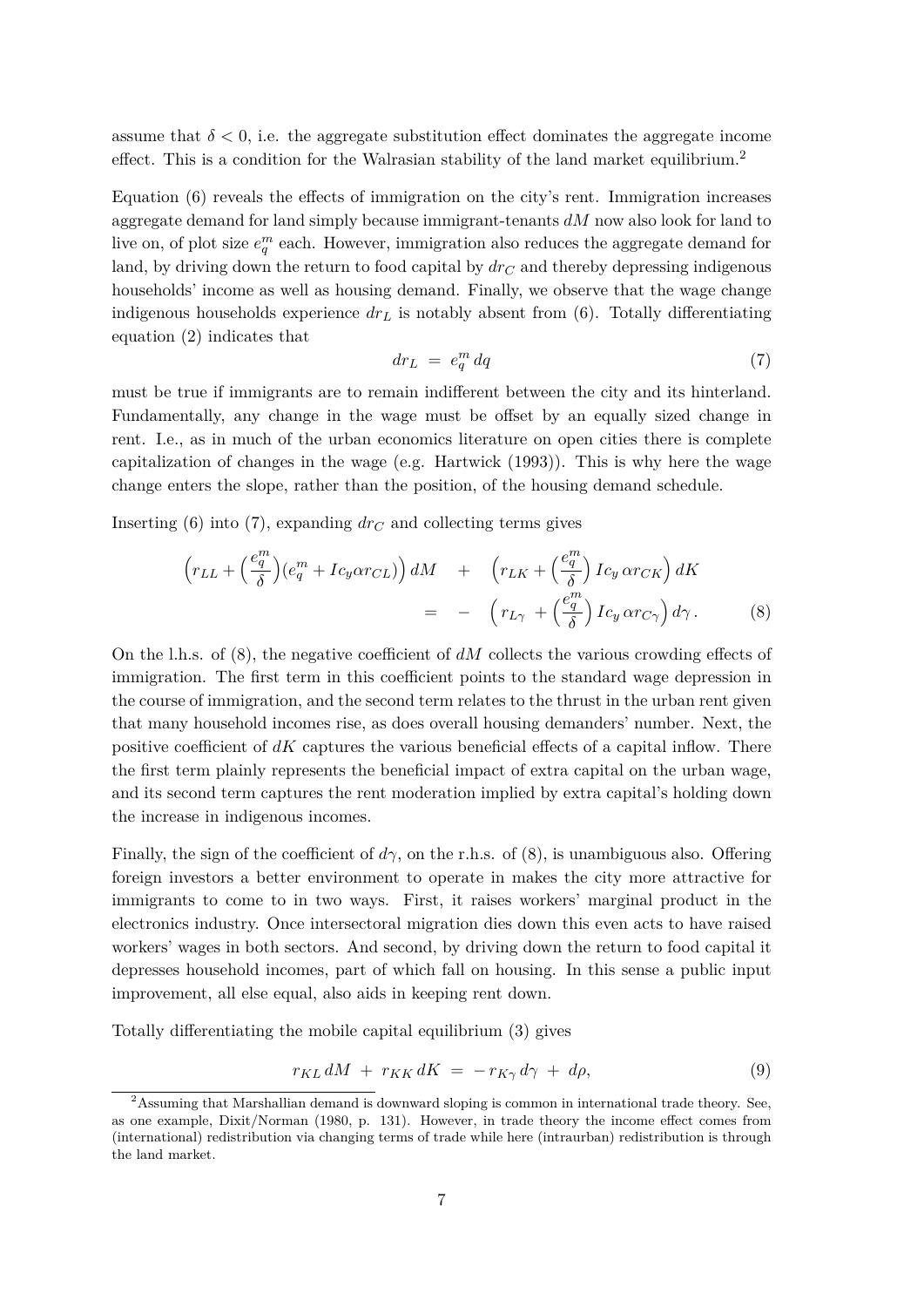assume that $\delta < 0$, i.e. the aggregate substitution effect dominates the aggregate income effect. This is a condition for the Walrasian stability of the land market equilibrium.[2]

Equation (6) reveals the effects of immigration on the city's rent. Immigration increases aggregate demand for land simply because immigrant-tenants $dM$ now also look for land to live on, of plot size $e_q^m$ each. However, immigration also reduces the aggregate demand for land, by driving down the return to food capital by $dr_C$ and thereby depressing indigenous households' income as well as housing demand. Finally, we observe that the wage change indigenous households experience $dr_L$ is notably absent from (6). Totally differentiating equation (2) indicates that

$$dr_L \;=\; e_q^m \, dq \tag{7}$$

must be true if immigrants are to remain indifferent between the city and its hinterland. Fundamentally, any change in the wage must be offset by an equally sized change in rent. I.e., as in much of the urban economics literature on open cities there is complete capitalization of changes in the wage (e.g. Hartwick (1993)). This is why here the wage change enters the slope, rather than the position, of the housing demand schedule.

Inserting (6) into (7), expanding $dr_C$ and collecting terms gives

$$\begin{aligned}\Big(r_{LL} + \Big(\frac{e_q^m}{\delta}\Big)(e_q^m + Ic_y \alpha r_{CL})\Big)\, dM \quad + \quad \Big(r_{LK} + \Big(\frac{e_q^m}{\delta}\Big)\, Ic_y \,\alpha r_{CK}\Big)\, dK \\ = \quad - \quad \Big(r_{L\gamma} \, + \Big(\frac{e_q^m}{\delta}\Big)\, Ic_y \,\alpha r_{C\gamma}\Big)\, d\gamma \, . \end{aligned} \tag{8}$$

On the l.h.s. of (8), the negative coefficient of $dM$ collects the various crowding effects of immigration. The first term in this coefficient points to the standard wage depression in the course of immigration, and the second term relates to the thrust in the urban rent given that many household incomes rise, as does overall housing demanders' number. Next, the positive coefficient of $dK$ captures the various beneficial effects of a capital inflow. There the first term plainly represents the beneficial impact of extra capital on the urban wage, and its second term captures the rent moderation implied by extra capital's holding down the increase in indigenous incomes.

Finally, the sign of the coefficient of $d\gamma$, on the r.h.s. of (8), is unambiguous also. Offering foreign investors a better environment to operate in makes the city more attractive for immigrants to come to in two ways. First, it raises workers' marginal product in the electronics industry. Once intersectoral migration dies down this even acts to have raised workers' wages in both sectors. And second, by driving down the return to food capital it depresses household incomes, part of which fall on housing. In this sense a public input improvement, all else equal, also aids in keeping rent down.

Totally differentiating the mobile capital equilibrium (3) gives

$$r_{KL}\, dM \;+\; r_{KK}\, dK \;=\; -\, r_{K\gamma}\, d\gamma \;+\; d\rho, \tag{9}$$

---

[2] Assuming that Marshallian demand is downward sloping is common in international trade theory. See, as one example, Dixit/Norman (1980, p. 131). However, in trade theory the income effect comes from (international) redistribution via changing terms of trade while here (intraurban) redistribution is through the land market.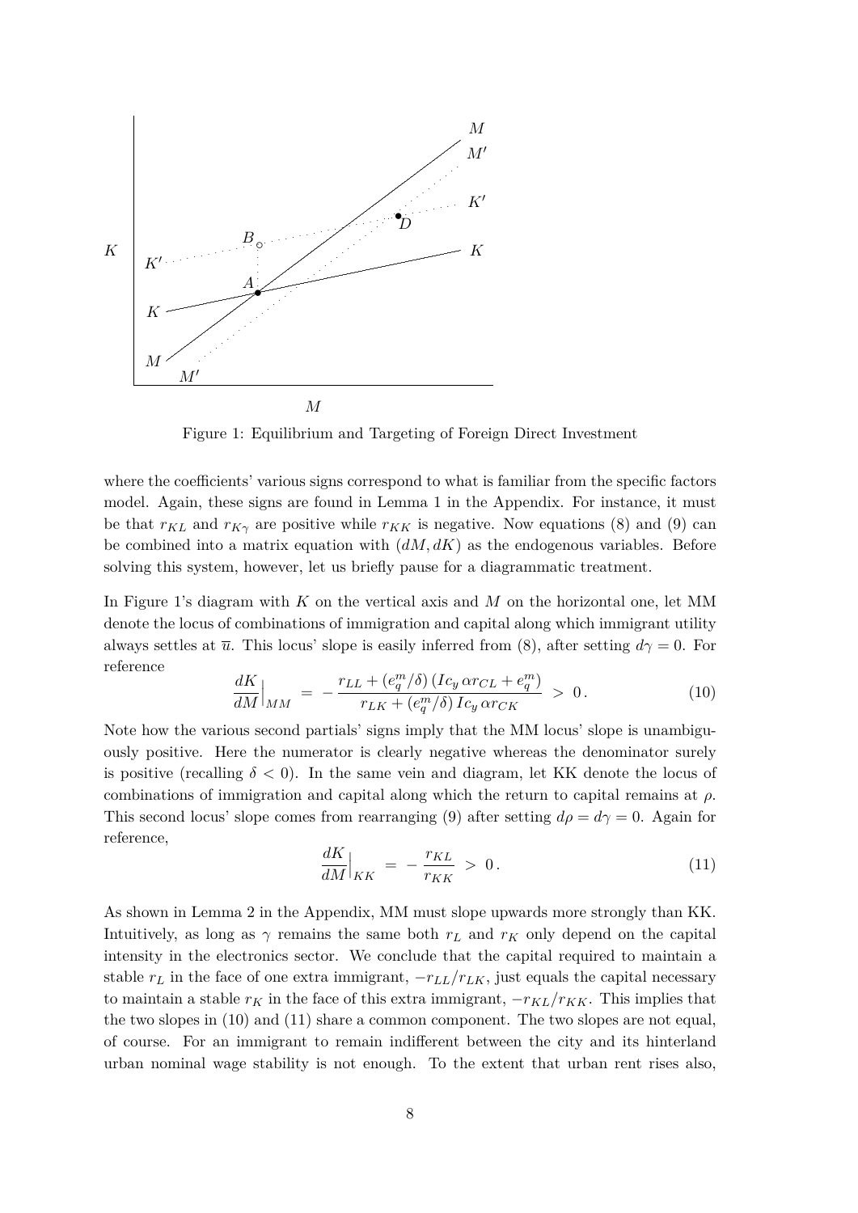Figure 1: Equilibrium and Targeting of Foreign Direct Investment

where the coefficients' various signs correspond to what is familiar from the specific factors model. Again, these signs are found in Lemma 1 in the Appendix. For instance, it must be that $r_{KL}$ and $r_{K\gamma}$ are positive while $r_{KK}$ is negative. Now equations (8) and (9) can be combined into a matrix equation with $(dM, dK)$ as the endogenous variables. Before solving this system, however, let us briefly pause for a diagrammatic treatment.

In Figure 1's diagram with $K$ on the vertical axis and $M$ on the horizontal one, let MM denote the locus of combinations of immigration and capital along which immigrant utility always settles at $\overline{u}$. This locus' slope is easily inferred from (8), after setting $d\gamma = 0$. For reference

$$\frac{dK}{dM}\Big|_{MM} \;=\; -\frac{r_{LL} + (e_q^m/\delta)\,(Ic_y\,\alpha r_{CL} + e_q^m)}{r_{LK} + (e_q^m/\delta)\,Ic_y\,\alpha r_{CK}} \;>\; 0\,. \tag{10}$$

Note how the various second partials' signs imply that the MM locus' slope is unambiguously positive. Here the numerator is clearly negative whereas the denominator surely is positive (recalling $\delta < 0$). In the same vein and diagram, let KK denote the locus of combinations of immigration and capital along which the return to capital remains at $\rho$. This second locus' slope comes from rearranging (9) after setting $d\rho = d\gamma = 0$. Again for reference,

$$\frac{dK}{dM}\Big|_{KK} \;=\; -\frac{r_{KL}}{r_{KK}} \;>\; 0\,. \tag{11}$$

As shown in Lemma 2 in the Appendix, MM must slope upwards more strongly than KK. Intuitively, as long as $\gamma$ remains the same both $r_L$ and $r_K$ only depend on the capital intensity in the electronics sector. We conclude that the capital required to maintain a stable $r_L$ in the face of one extra immigrant, $-r_{LL}/r_{LK}$, just equals the capital necessary to maintain a stable $r_K$ in the face of this extra immigrant, $-r_{KL}/r_{KK}$. This implies that the two slopes in (10) and (11) share a common component. The two slopes are not equal, of course. For an immigrant to remain indifferent between the city and its hinterland urban nominal wage stability is not enough. To the extent that urban rent rises also,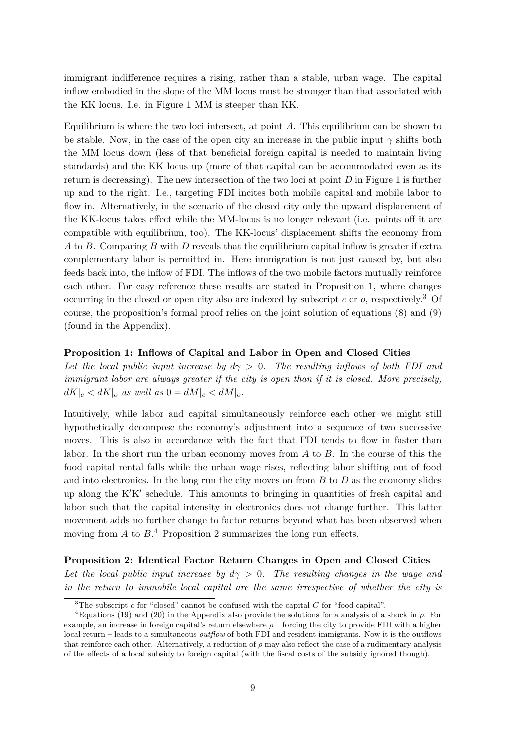immigrant indifference requires a rising, rather than a stable, urban wage. The capital inflow embodied in the slope of the MM locus must be stronger than that associated with the KK locus. I.e. in Figure 1 MM is steeper than KK.

Equilibrium is where the two loci intersect, at point $A$. This equilibrium can be shown to be stable. Now, in the case of the open city an increase in the public input $\gamma$ shifts both the MM locus down (less of that beneficial foreign capital is needed to maintain living standards) and the KK locus up (more of that capital can be accommodated even as its return is decreasing). The new intersection of the two loci at point $D$ in Figure 1 is further up and to the right. I.e., targeting FDI incites both mobile capital and mobile labor to flow in. Alternatively, in the scenario of the closed city only the upward displacement of the KK-locus takes effect while the MM-locus is no longer relevant (i.e. points off it are compatible with equilibrium, too). The KK-locus' displacement shifts the economy from $A$ to $B$. Comparing $B$ with $D$ reveals that the equilibrium capital inflow is greater if extra complementary labor is permitted in. Here immigration is not just caused by, but also feeds back into, the inflow of FDI. The inflows of the two mobile factors mutually reinforce each other. For easy reference these results are stated in Proposition 1, where changes occurring in the closed or open city also are indexed by subscript $c$ or $o$, respectively.[3] Of course, the proposition's formal proof relies on the joint solution of equations (8) and (9) (found in the Appendix).

**Proposition 1: Inflows of Capital and Labor in Open and Closed Cities**

*Let the local public input increase by $d\gamma > 0$. The resulting inflows of both FDI and immigrant labor are always greater if the city is open than if it is closed. More precisely, $dK|_c < dK|_o$ as well as $0 = dM|_c < dM|_o$.*

Intuitively, while labor and capital simultaneously reinforce each other we might still hypothetically decompose the economy's adjustment into a sequence of two successive moves. This is also in accordance with the fact that FDI tends to flow in faster than labor. In the short run the urban economy moves from $A$ to $B$. In the course of this the food capital rental falls while the urban wage rises, reflecting labor shifting out of food and into electronics. In the long run the city moves on from $B$ to $D$ as the economy slides up along the $K'K'$ schedule. This amounts to bringing in quantities of fresh capital and labor such that the capital intensity in electronics does not change further. This latter movement adds no further change to factor returns beyond what has been observed when moving from $A$ to $B$.[4] Proposition 2 summarizes the long run effects.

**Proposition 2: Identical Factor Return Changes in Open and Closed Cities**

*Let the local public input increase by $d\gamma > 0$. The resulting changes in the wage and in the return to immobile local capital are the same irrespective of whether the city is*

---

[3] The subscript $c$ for "closed" cannot be confused with the capital $C$ for "food capital".

[4] Equations (19) and (20) in the Appendix also provide the solutions for a analysis of a shock in $\rho$. For example, an increase in foreign capital's return elsewhere $\rho$ – forcing the city to provide FDI with a higher local return – leads to a simultaneous *outflow* of both FDI and resident immigrants. Now it is the outflows that reinforce each other. Alternatively, a reduction of $\rho$ may also reflect the case of a rudimentary analysis of the effects of a local subsidy to foreign capital (with the fiscal costs of the subsidy ignored though).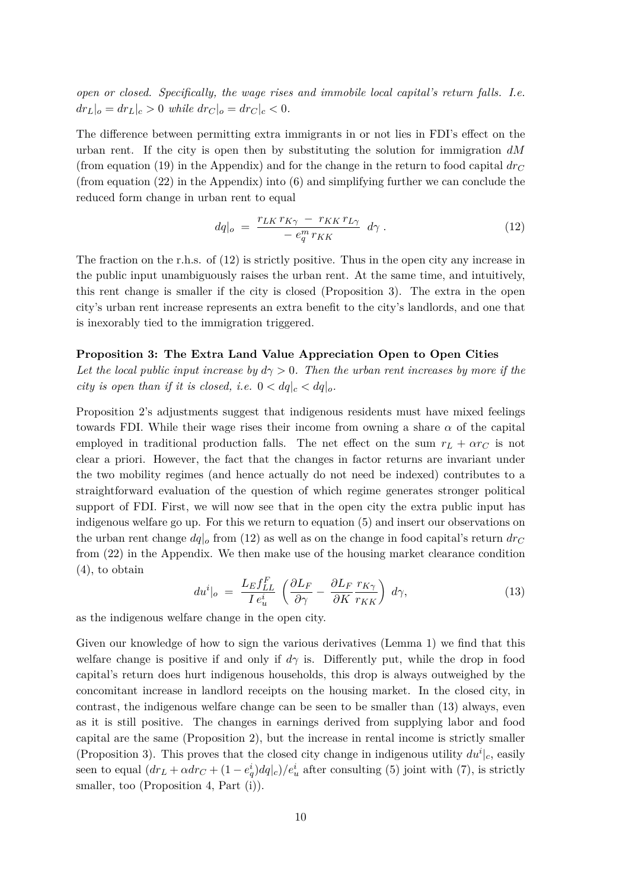*open or closed. Specifically, the wage rises and immobile local capital's return falls. I.e. $dr_L|_o = dr_L|_c > 0$ while $dr_C|_o = dr_C|_c < 0$.*

The difference between permitting extra immigrants in or not lies in FDI's effect on the urban rent. If the city is open then by substituting the solution for immigration $dM$ (from equation (19) in the Appendix) and for the change in the return to food capital $dr_C$ (from equation (22) in the Appendix) into (6) and simplifying further we can conclude the reduced form change in urban rent to equal

$$dq|_o \;=\; \frac{r_{LK}\, r_{K\gamma} \;-\; r_{KK}\, r_{L\gamma}}{-\, e^m_q\, r_{KK}} \;\; d\gamma \; . \tag{12}$$

The fraction on the r.h.s. of (12) is strictly positive. Thus in the open city any increase in the public input unambiguously raises the urban rent. At the same time, and intuitively, this rent change is smaller if the city is closed (Proposition 3). The extra in the open city's urban rent increase represents an extra benefit to the city's landlords, and one that is inexorably tied to the immigration triggered.

**Proposition 3: The Extra Land Value Appreciation Open to Open Cities**
*Let the local public input increase by $d\gamma > 0$. Then the urban rent increases by more if the city is open than if it is closed, i.e. $0 < dq|_c < dq|_o$.*

Proposition 2's adjustments suggest that indigenous residents must have mixed feelings towards FDI. While their wage rises their income from owning a share $\alpha$ of the capital employed in traditional production falls. The net effect on the sum $r_L + \alpha r_C$ is not clear a priori. However, the fact that the changes in factor returns are invariant under the two mobility regimes (and hence actually do not need be indexed) contributes to a straightforward evaluation of the question of which regime generates stronger political support of FDI. First, we will now see that in the open city the extra public input has indigenous welfare go up. For this we return to equation (5) and insert our observations on the urban rent change $dq|_o$ from (12) as well as on the change in food capital's return $dr_C$ from (22) in the Appendix. We then make use of the housing market clearance condition (4), to obtain

$$du^i|_o \;=\; \frac{L_E f^F_{LL}}{I\, e^i_u} \, \left( \frac{\partial L_F}{\partial \gamma} - \frac{\partial L_F}{\partial K} \frac{r_{K\gamma}}{r_{KK}} \right) \, d\gamma, \tag{13}$$

as the indigenous welfare change in the open city.

Given our knowledge of how to sign the various derivatives (Lemma 1) we find that this welfare change is positive if and only if $d\gamma$ is. Differently put, while the drop in food capital's return does hurt indigenous households, this drop is always outweighed by the concomitant increase in landlord receipts on the housing market. In the closed city, in contrast, the indigenous welfare change can be seen to be smaller than (13) always, even as it is still positive. The changes in earnings derived from supplying labor and food capital are the same (Proposition 2), but the increase in rental income is strictly smaller (Proposition 3). This proves that the closed city change in indigenous utility $du^i|_c$, easily seen to equal $(dr_L + \alpha dr_C + (1 - e^i_q)dq|_c)/e^i_u$ after consulting (5) joint with (7), is strictly smaller, too (Proposition 4, Part (i)).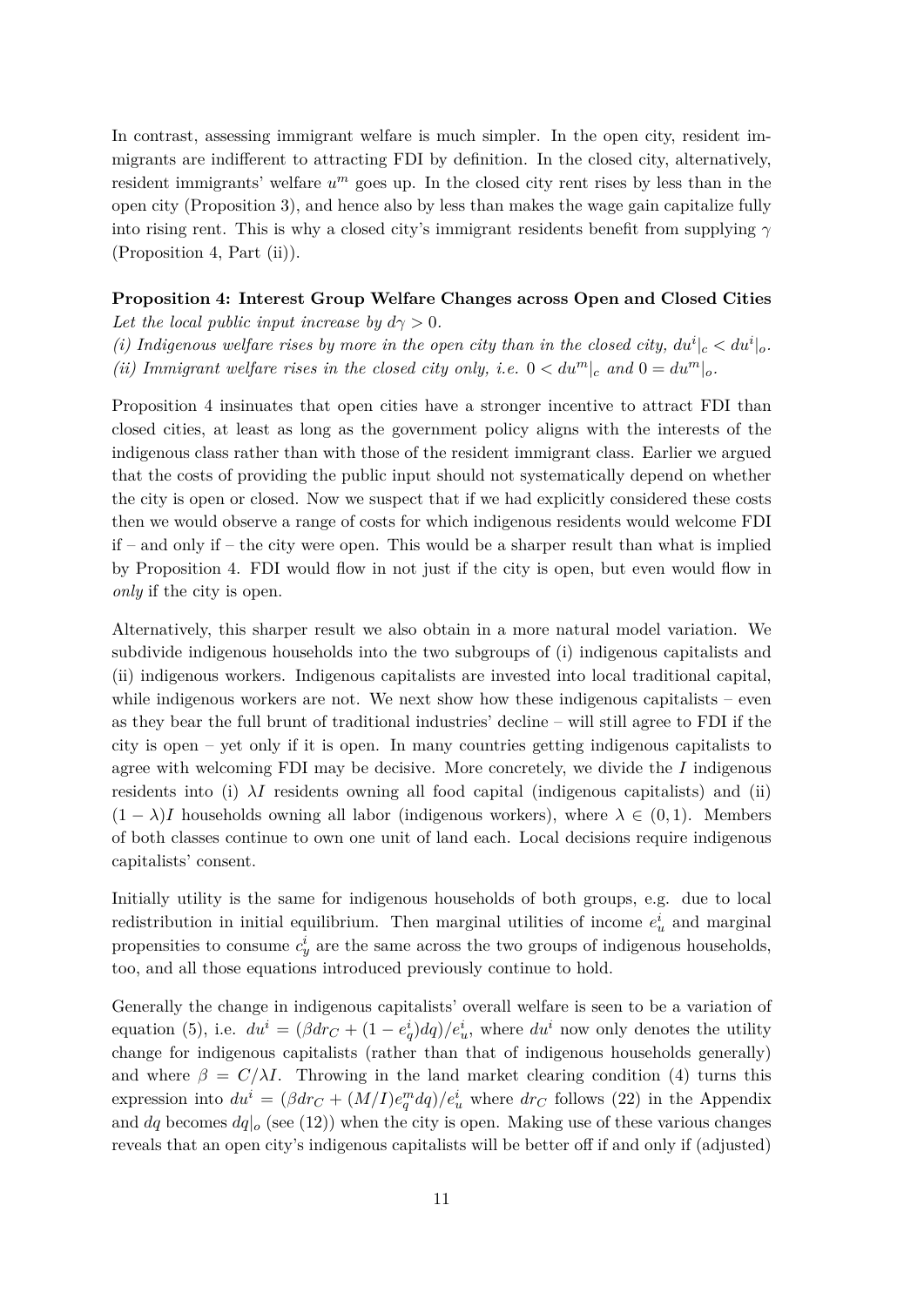In contrast, assessing immigrant welfare is much simpler. In the open city, resident immigrants are indifferent to attracting FDI by definition. In the closed city, alternatively, resident immigrants' welfare $u^m$ goes up. In the closed city rent rises by less than in the open city (Proposition 3), and hence also by less than makes the wage gain capitalize fully into rising rent. This is why a closed city's immigrant residents benefit from supplying $\gamma$ (Proposition 4, Part (ii)).

**Proposition 4: Interest Group Welfare Changes across Open and Closed Cities**
*Let the local public input increase by $d\gamma > 0$.*
*(i) Indigenous welfare rises by more in the open city than in the closed city, $du^i|_c < du^i|_o$.*
*(ii) Immigrant welfare rises in the closed city only, i.e. $0 < du^m|_c$ and $0 = du^m|_o$.*

Proposition 4 insinuates that open cities have a stronger incentive to attract FDI than closed cities, at least as long as the government policy aligns with the interests of the indigenous class rather than with those of the resident immigrant class. Earlier we argued that the costs of providing the public input should not systematically depend on whether the city is open or closed. Now we suspect that if we had explicitly considered these costs then we would observe a range of costs for which indigenous residents would welcome FDI if – and only if – the city were open. This would be a sharper result than what is implied by Proposition 4. FDI would flow in not just if the city is open, but even would flow in *only* if the city is open.

Alternatively, this sharper result we also obtain in a more natural model variation. We subdivide indigenous households into the two subgroups of (i) indigenous capitalists and (ii) indigenous workers. Indigenous capitalists are invested into local traditional capital, while indigenous workers are not. We next show how these indigenous capitalists – even as they bear the full brunt of traditional industries' decline – will still agree to FDI if the city is open – yet only if it is open. In many countries getting indigenous capitalists to agree with welcoming FDI may be decisive. More concretely, we divide the $I$ indigenous residents into (i) $\lambda I$ residents owning all food capital (indigenous capitalists) and (ii) $(1-\lambda)I$ households owning all labor (indigenous workers), where $\lambda \in (0,1)$. Members of both classes continue to own one unit of land each. Local decisions require indigenous capitalists' consent.

Initially utility is the same for indigenous households of both groups, e.g. due to local redistribution in initial equilibrium. Then marginal utilities of income $e_u^i$ and marginal propensities to consume $c_y^i$ are the same across the two groups of indigenous households, too, and all those equations introduced previously continue to hold.

Generally the change in indigenous capitalists' overall welfare is seen to be a variation of equation (5), i.e. $du^i = (\beta dr_C + (1 - e_q^i)dq)/e_u^i$, where $du^i$ now only denotes the utility change for indigenous capitalists (rather than that of indigenous households generally) and where $\beta = C/\lambda I$. Throwing in the land market clearing condition (4) turns this expression into $du^i = (\beta dr_C + (M/I)e_q^m dq)/e_u^i$ where $dr_C$ follows (22) in the Appendix and $dq$ becomes $dq|_o$ (see (12)) when the city is open. Making use of these various changes reveals that an open city's indigenous capitalists will be better off if and only if (adjusted)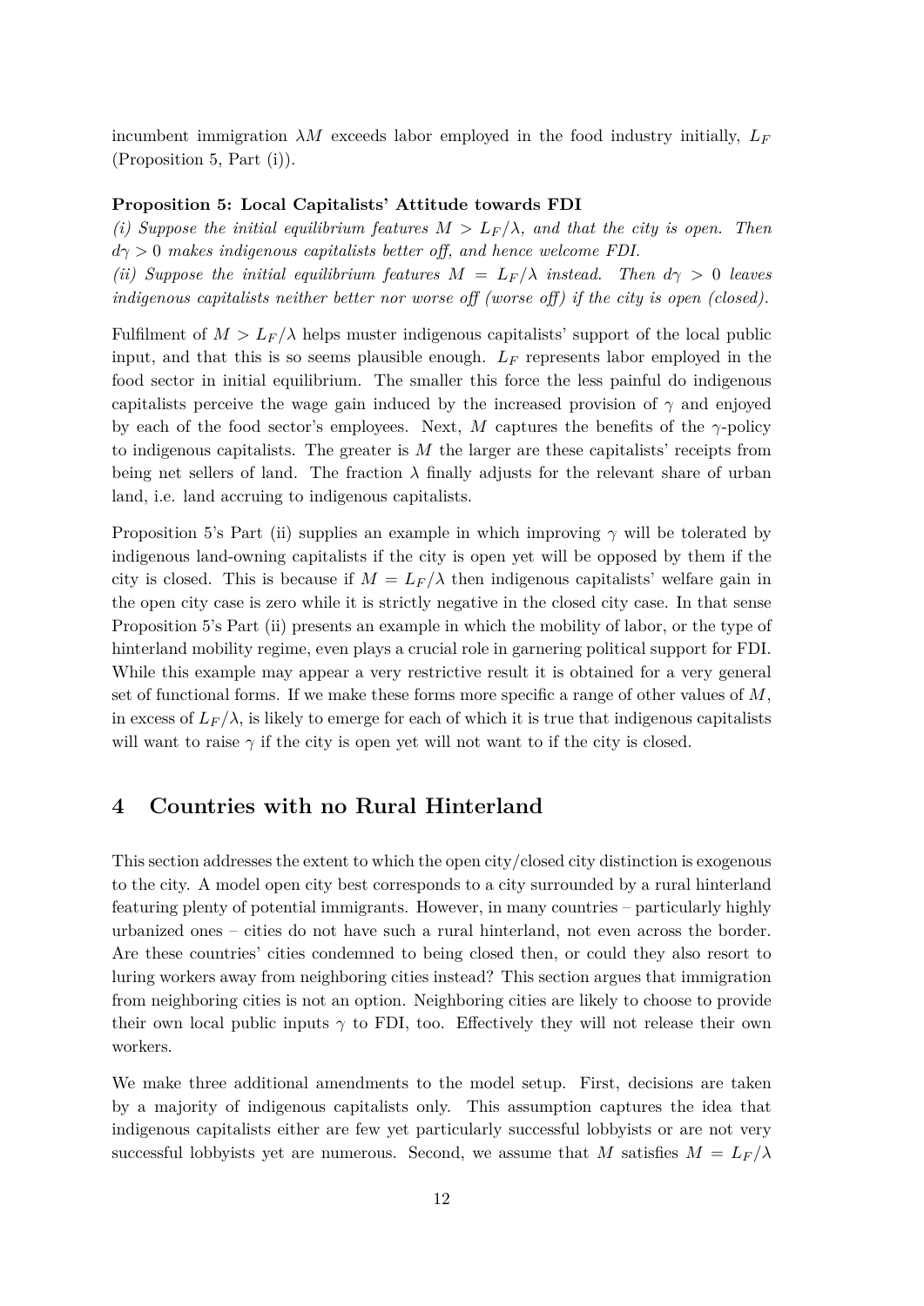incumbent immigration $\lambda M$ exceeds labor employed in the food industry initially, $L_F$ (Proposition 5, Part (i)).

**Proposition 5: Local Capitalists' Attitude towards FDI**

*(i) Suppose the initial equilibrium features $M > L_F/\lambda$, and that the city is open. Then $d\gamma > 0$ makes indigenous capitalists better off, and hence welcome FDI.*

*(ii) Suppose the initial equilibrium features $M = L_F/\lambda$ instead. Then $d\gamma > 0$ leaves indigenous capitalists neither better nor worse off (worse off) if the city is open (closed).*

Fulfilment of $M > L_F/\lambda$ helps muster indigenous capitalists' support of the local public input, and that this is so seems plausible enough. $L_F$ represents labor employed in the food sector in initial equilibrium. The smaller this force the less painful do indigenous capitalists perceive the wage gain induced by the increased provision of $\gamma$ and enjoyed by each of the food sector's employees. Next, $M$ captures the benefits of the $\gamma$-policy to indigenous capitalists. The greater is $M$ the larger are these capitalists' receipts from being net sellers of land. The fraction $\lambda$ finally adjusts for the relevant share of urban land, i.e. land accruing to indigenous capitalists.

Proposition 5's Part (ii) supplies an example in which improving $\gamma$ will be tolerated by indigenous land-owning capitalists if the city is open yet will be opposed by them if the city is closed. This is because if $M = L_F/\lambda$ then indigenous capitalists' welfare gain in the open city case is zero while it is strictly negative in the closed city case. In that sense Proposition 5's Part (ii) presents an example in which the mobility of labor, or the type of hinterland mobility regime, even plays a crucial role in garnering political support for FDI. While this example may appear a very restrictive result it is obtained for a very general set of functional forms. If we make these forms more specific a range of other values of $M$, in excess of $L_F/\lambda$, is likely to emerge for each of which it is true that indigenous capitalists will want to raise $\gamma$ if the city is open yet will not want to if the city is closed.

## 4 Countries with no Rural Hinterland

This section addresses the extent to which the open city/closed city distinction is exogenous to the city. A model open city best corresponds to a city surrounded by a rural hinterland featuring plenty of potential immigrants. However, in many countries – particularly highly urbanized ones – cities do not have such a rural hinterland, not even across the border. Are these countries' cities condemned to being closed then, or could they also resort to luring workers away from neighboring cities instead? This section argues that immigration from neighboring cities is not an option. Neighboring cities are likely to choose to provide their own local public inputs $\gamma$ to FDI, too. Effectively they will not release their own workers.

We make three additional amendments to the model setup. First, decisions are taken by a majority of indigenous capitalists only. This assumption captures the idea that indigenous capitalists either are few yet particularly successful lobbyists or are not very successful lobbyists yet are numerous. Second, we assume that $M$ satisfies $M = L_F/\lambda$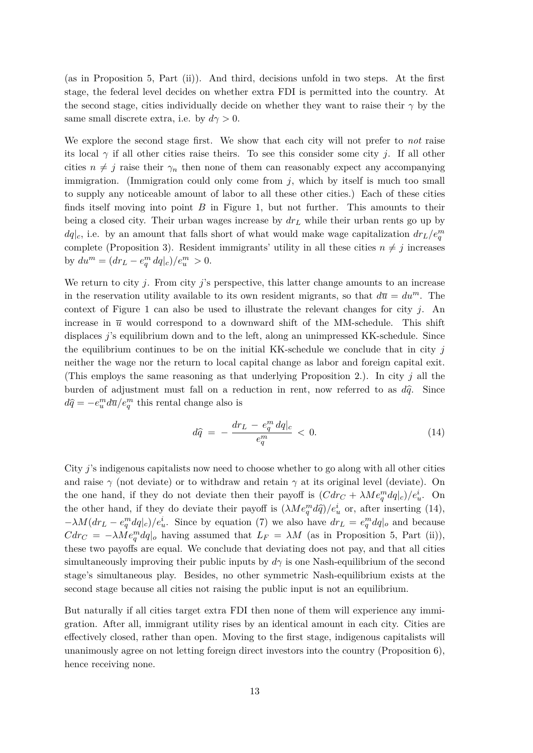(as in Proposition 5, Part (ii)). And third, decisions unfold in two steps. At the first stage, the federal level decides on whether extra FDI is permitted into the country. At the second stage, cities individually decide on whether they want to raise their $\gamma$ by the same small discrete extra, i.e. by $d\gamma > 0$.

We explore the second stage first. We show that each city will not prefer to *not* raise its local $\gamma$ if all other cities raise theirs. To see this consider some city $j$. If all other cities $n \neq j$ raise their $\gamma_n$ then none of them can reasonably expect any accompanying immigration. (Immigration could only come from $j$, which by itself is much too small to supply any noticeable amount of labor to all these other cities.) Each of these cities finds itself moving into point $B$ in Figure 1, but not further. This amounts to their being a closed city. Their urban wages increase by $dr_L$ while their urban rents go up by $dq|_c$, i.e. by an amount that falls short of what would make wage capitalization $dr_L/e_q^m$ complete (Proposition 3). Resident immigrants' utility in all these cities $n \neq j$ increases by $du^m = (dr_L - e_q^m \, dq|_c)/e_u^m > 0$.

We return to city $j$. From city $j$'s perspective, this latter change amounts to an increase in the reservation utility available to its own resident migrants, so that $d\overline{u} = du^m$. The context of Figure 1 can also be used to illustrate the relevant changes for city $j$. An increase in $\overline{u}$ would correspond to a downward shift of the MM-schedule. This shift displaces $j$'s equilibrium down and to the left, along an unimpressed KK-schedule. Since the equilibrium continues to be on the initial KK-schedule we conclude that in city $j$ neither the wage nor the return to local capital change as labor and foreign capital exit. (This employs the same reasoning as that underlying Proposition 2.). In city $j$ all the burden of adjustment must fall on a reduction in rent, now referred to as $d\widehat{q}$. Since $d\widehat{q} = -e_u^m d\overline{u}/e_q^m$ this rental change also is

$$d\widehat{q} \; = \; - \, \frac{dr_L \, - \, e_q^m \, dq|_c}{e_q^m} \; < \; 0. \tag{14}$$

City $j$'s indigenous capitalists now need to choose whether to go along with all other cities and raise $\gamma$ (not deviate) or to withdraw and retain $\gamma$ at its original level (deviate). On the one hand, if they do not deviate then their payoff is $(Cdr_C + \lambda M e_q^m dq|_c)/e_u^i$. On the other hand, if they do deviate their payoff is $(\lambda M e_q^m d\widehat{q})/e_u^i$ or, after inserting (14), $-\lambda M(dr_L - e_q^m dq|_c)/e_u^i$. Since by equation (7) we also have $dr_L = e_q^m dq|_o$ and because $Cdr_C = -\lambda M e_q^m dq|_o$ having assumed that $L_F = \lambda M$ (as in Proposition 5, Part (ii)), these two payoffs are equal. We conclude that deviating does not pay, and that all cities simultaneously improving their public inputs by $d\gamma$ is one Nash-equilibrium of the second stage's simultaneous play. Besides, no other symmetric Nash-equilibrium exists at the second stage because all cities not raising the public input is not an equilibrium.

But naturally if all cities target extra FDI then none of them will experience any immigration. After all, immigrant utility rises by an identical amount in each city. Cities are effectively closed, rather than open. Moving to the first stage, indigenous capitalists will unanimously agree on not letting foreign direct investors into the country (Proposition 6), hence receiving none.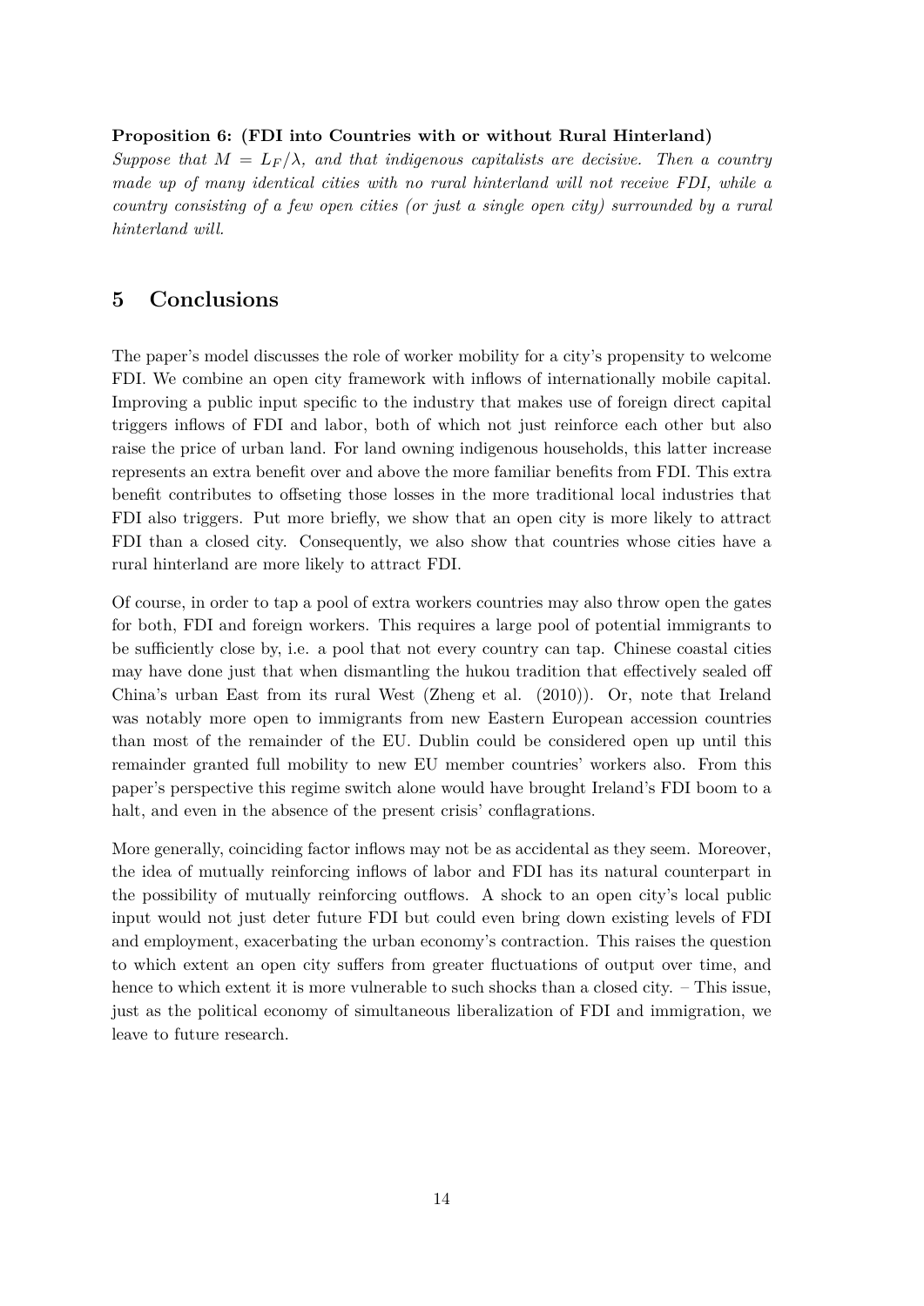**Proposition 6: (FDI into Countries with or without Rural Hinterland)**

*Suppose that* $M = L_F/\lambda$*, and that indigenous capitalists are decisive. Then a country made up of many identical cities with no rural hinterland will not receive FDI, while a country consisting of a few open cities (or just a single open city) surrounded by a rural hinterland will.*

## 5 Conclusions

The paper's model discusses the role of worker mobility for a city's propensity to welcome FDI. We combine an open city framework with inflows of internationally mobile capital. Improving a public input specific to the industry that makes use of foreign direct capital triggers inflows of FDI and labor, both of which not just reinforce each other but also raise the price of urban land. For land owning indigenous households, this latter increase represents an extra benefit over and above the more familiar benefits from FDI. This extra benefit contributes to offseting those losses in the more traditional local industries that FDI also triggers. Put more briefly, we show that an open city is more likely to attract FDI than a closed city. Consequently, we also show that countries whose cities have a rural hinterland are more likely to attract FDI.

Of course, in order to tap a pool of extra workers countries may also throw open the gates for both, FDI and foreign workers. This requires a large pool of potential immigrants to be sufficiently close by, i.e. a pool that not every country can tap. Chinese coastal cities may have done just that when dismantling the hukou tradition that effectively sealed off China's urban East from its rural West (Zheng et al. (2010)). Or, note that Ireland was notably more open to immigrants from new Eastern European accession countries than most of the remainder of the EU. Dublin could be considered open up until this remainder granted full mobility to new EU member countries' workers also. From this paper's perspective this regime switch alone would have brought Ireland's FDI boom to a halt, and even in the absence of the present crisis' conflagrations.

More generally, coinciding factor inflows may not be as accidental as they seem. Moreover, the idea of mutually reinforcing inflows of labor and FDI has its natural counterpart in the possibility of mutually reinforcing outflows. A shock to an open city's local public input would not just deter future FDI but could even bring down existing levels of FDI and employment, exacerbating the urban economy's contraction. This raises the question to which extent an open city suffers from greater fluctuations of output over time, and hence to which extent it is more vulnerable to such shocks than a closed city. – This issue, just as the political economy of simultaneous liberalization of FDI and immigration, we leave to future research.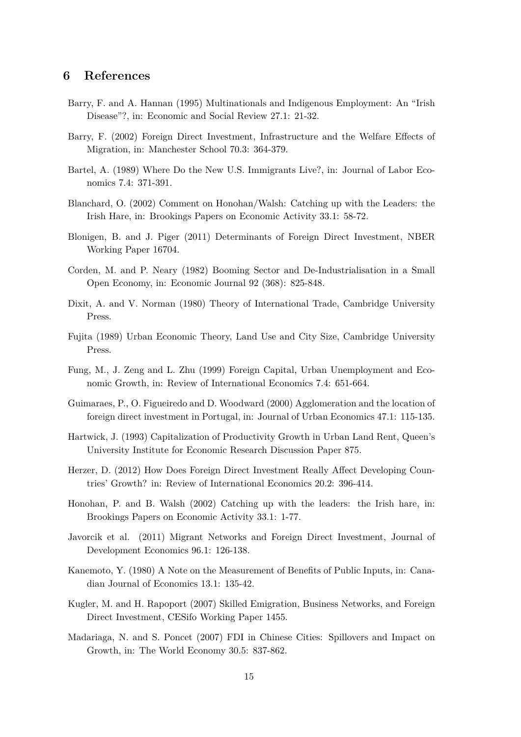## 6 References

Barry, F. and A. Hannan (1995) Multinationals and Indigenous Employment: An "Irish Disease"?, in: Economic and Social Review 27.1: 21-32.

Barry, F. (2002) Foreign Direct Investment, Infrastructure and the Welfare Effects of Migration, in: Manchester School 70.3: 364-379.

Bartel, A. (1989) Where Do the New U.S. Immigrants Live?, in: Journal of Labor Economics 7.4: 371-391.

Blanchard, O. (2002) Comment on Honohan/Walsh: Catching up with the Leaders: the Irish Hare, in: Brookings Papers on Economic Activity 33.1: 58-72.

Blonigen, B. and J. Piger (2011) Determinants of Foreign Direct Investment, NBER Working Paper 16704.

Corden, M. and P. Neary (1982) Booming Sector and De-Industrialisation in a Small Open Economy, in: Economic Journal 92 (368): 825-848.

Dixit, A. and V. Norman (1980) Theory of International Trade, Cambridge University Press.

Fujita (1989) Urban Economic Theory, Land Use and City Size, Cambridge University Press.

Fung, M., J. Zeng and L. Zhu (1999) Foreign Capital, Urban Unemployment and Economic Growth, in: Review of International Economics 7.4: 651-664.

Guimaraes, P., O. Figueiredo and D. Woodward (2000) Agglomeration and the location of foreign direct investment in Portugal, in: Journal of Urban Economics 47.1: 115-135.

Hartwick, J. (1993) Capitalization of Productivity Growth in Urban Land Rent, Queen's University Institute for Economic Research Discussion Paper 875.

Herzer, D. (2012) How Does Foreign Direct Investment Really Affect Developing Countries' Growth? in: Review of International Economics 20.2: 396-414.

Honohan, P. and B. Walsh (2002) Catching up with the leaders: the Irish hare, in: Brookings Papers on Economic Activity 33.1: 1-77.

Javorcik et al. (2011) Migrant Networks and Foreign Direct Investment, Journal of Development Economics 96.1: 126-138.

Kanemoto, Y. (1980) A Note on the Measurement of Benefits of Public Inputs, in: Canadian Journal of Economics 13.1: 135-42.

Kugler, M. and H. Rapoport (2007) Skilled Emigration, Business Networks, and Foreign Direct Investment, CESifo Working Paper 1455.

Madariaga, N. and S. Poncet (2007) FDI in Chinese Cities: Spillovers and Impact on Growth, in: The World Economy 30.5: 837-862.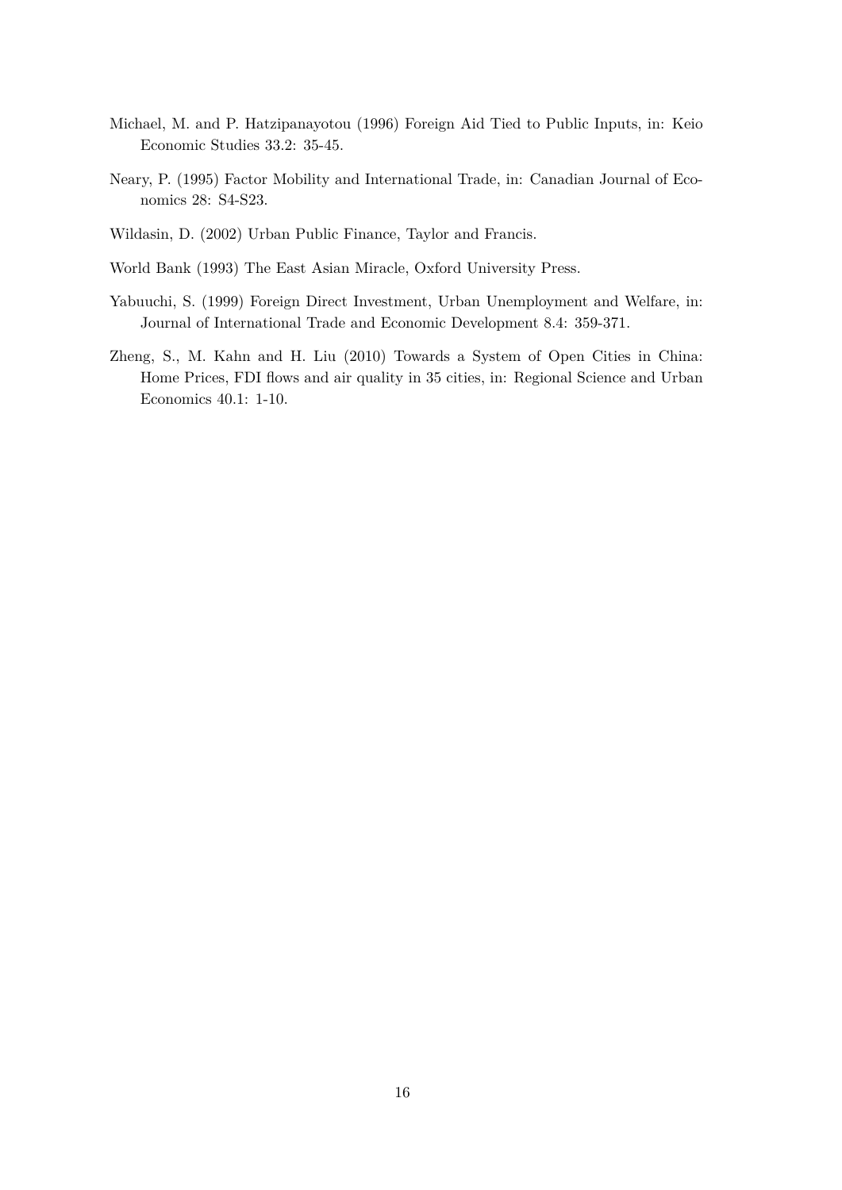Michael, M. and P. Hatzipanayotou (1996) Foreign Aid Tied to Public Inputs, in: Keio Economic Studies 33.2: 35-45.

Neary, P. (1995) Factor Mobility and International Trade, in: Canadian Journal of Economics 28: S4-S23.

Wildasin, D. (2002) Urban Public Finance, Taylor and Francis.

World Bank (1993) The East Asian Miracle, Oxford University Press.

Yabuuchi, S. (1999) Foreign Direct Investment, Urban Unemployment and Welfare, in: Journal of International Trade and Economic Development 8.4: 359-371.

Zheng, S., M. Kahn and H. Liu (2010) Towards a System of Open Cities in China: Home Prices, FDI flows and air quality in 35 cities, in: Regional Science and Urban Economics 40.1: 1-10.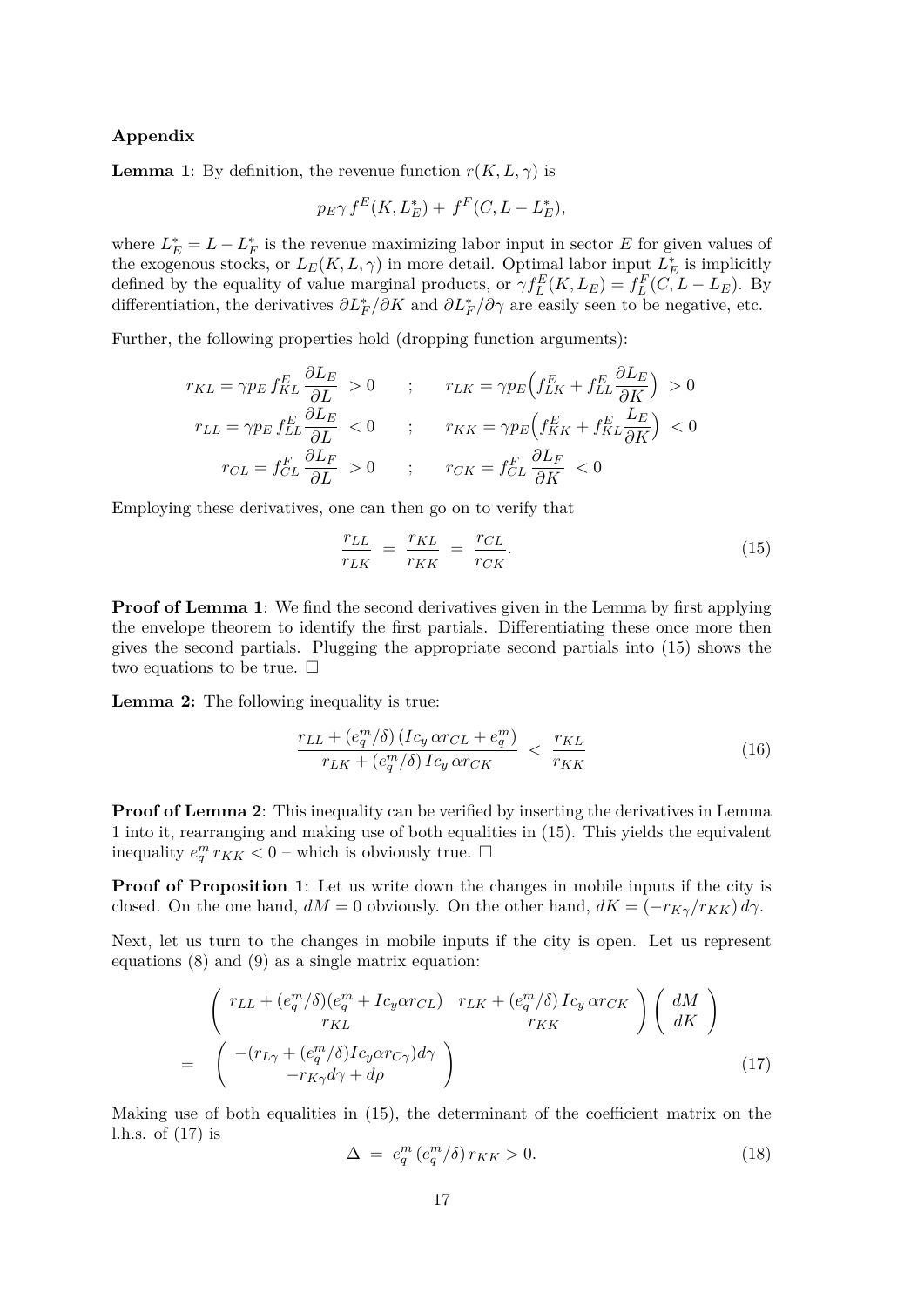**Appendix**

**Lemma 1**: By definition, the revenue function $r(K, L, \gamma)$ is

$$p_E \gamma \, f^E(K, L_E^*) + \, f^F(C, L - L_E^*),$$

where $L_E^* = L - L_F^*$ is the revenue maximizing labor input in sector $E$ for given values of the exogenous stocks, or $L_E(K, L, \gamma)$ in more detail. Optimal labor input $L_E^*$ is implicitly defined by the equality of value marginal products, or $\gamma f_L^E(K, L_E) = f_L^F(C, L - L_E)$. By differentiation, the derivatives $\partial L_F^* / \partial K$ and $\partial L_F^* / \partial \gamma$ are easily seen to be negative, etc.

Further, the following properties hold (dropping function arguments):

$$\begin{aligned}
r_{KL} &= \gamma p_E \, f_{KL}^E \frac{\partial L_E}{\partial L} \; > 0 \quad ; \quad r_{LK} = \gamma p_E \Big( f_{LK}^E + f_{LL}^E \frac{\partial L_E}{\partial K} \Big) \; > 0 \\
r_{LL} &= \gamma p_E \, f_{LL}^E \frac{\partial L_E}{\partial L} \; < 0 \quad ; \quad r_{KK} = \gamma p_E \Big( f_{KK}^E + f_{KL}^E \frac{L_E}{\partial K} \Big) \; < 0 \\
r_{CL} &= f_{CL}^F \, \frac{\partial L_F}{\partial L} \; > 0 \quad ; \quad r_{CK} = f_{CL}^F \, \frac{\partial L_F}{\partial K} \; < 0
\end{aligned}$$

Employing these derivatives, one can then go on to verify that

$$\frac{r_{LL}}{r_{LK}} \; = \; \frac{r_{KL}}{r_{KK}} \; = \; \frac{r_{CL}}{r_{CK}}. \tag{15}$$

**Proof of Lemma 1**: We find the second derivatives given in the Lemma by first applying the envelope theorem to identify the first partials. Differentiating these once more then gives the second partials. Plugging the appropriate second partials into (15) shows the two equations to be true. □

**Lemma 2:** The following inequality is true:

$$\frac{r_{LL} + (e_q^m/\delta)\,(Ic_y\,\alpha r_{CL} + e_q^m)}{r_{LK} + (e_q^m/\delta)\,Ic_y\,\alpha r_{CK}} \; < \; \frac{r_{KL}}{r_{KK}} \tag{16}$$

**Proof of Lemma 2**: This inequality can be verified by inserting the derivatives in Lemma 1 into it, rearranging and making use of both equalities in (15). This yields the equivalent inequality $e_q^m \, r_{KK} < 0$ – which is obviously true. □

**Proof of Proposition 1**: Let us write down the changes in mobile inputs if the city is closed. On the one hand, $dM = 0$ obviously. On the other hand, $dK = (-r_{K\gamma}/r_{KK})\, d\gamma$.

Next, let us turn to the changes in mobile inputs if the city is open. Let us represent equations (8) and (9) as a single matrix equation:

$$\begin{aligned}
&\begin{pmatrix} r_{LL} + (e_q^m/\delta)(e_q^m + Ic_y\alpha r_{CL}) & r_{LK} + (e_q^m/\delta)\,Ic_y\,\alpha r_{CK} \\ r_{KL} & r_{KK} \end{pmatrix} \begin{pmatrix} dM \\ dK \end{pmatrix} \\
= &\begin{pmatrix} -(r_{L\gamma} + (e_q^m/\delta)Ic_y\alpha r_{C\gamma})d\gamma \\ -r_{K\gamma}d\gamma + d\rho \end{pmatrix}
\end{aligned} \tag{17}$$

Making use of both equalities in (15), the determinant of the coefficient matrix on the l.h.s. of (17) is

$$\Delta \; = \; e_q^m \, (e_q^m/\delta) \, r_{KK} > 0. \tag{18}$$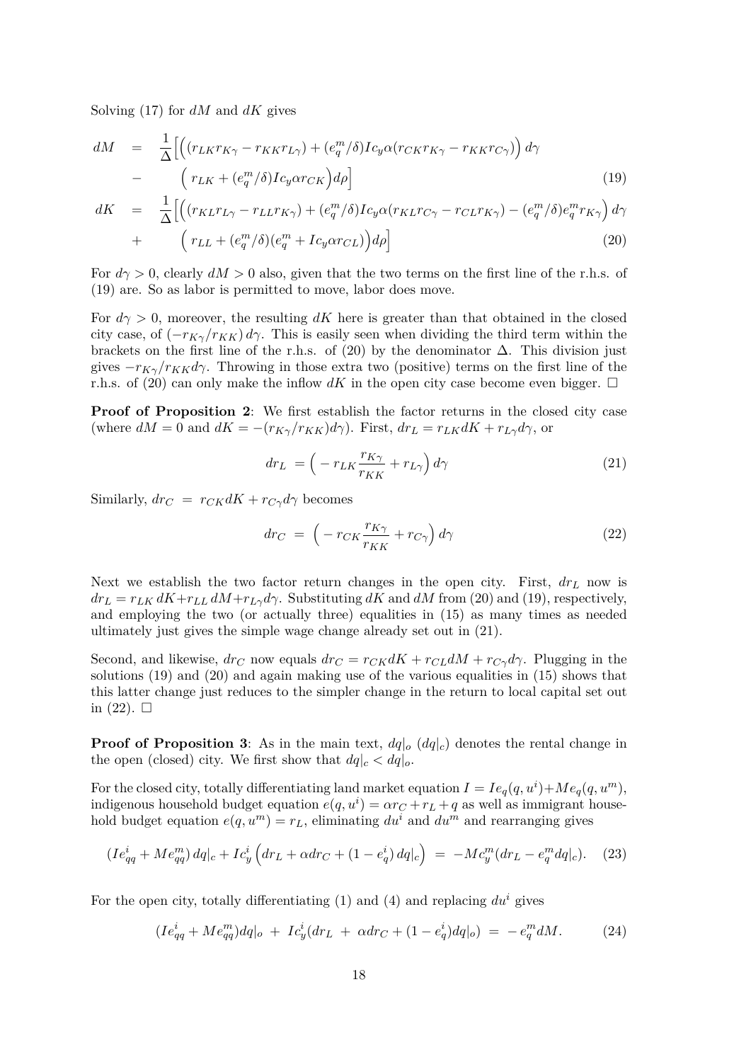Solving (17) for $dM$ and $dK$ gives

$$
\begin{aligned}
dM &= \frac{1}{\Delta}\Big[\Big((r_{LK}r_{K\gamma} - r_{KK}r_{L\gamma}) + (e_q^m/\delta)Ic_y\alpha(r_{CK}r_{K\gamma} - r_{KK}r_{C\gamma})\Big)\,d\gamma \\
&- \quad \Big(\,r_{LK} + (e_q^m/\delta)Ic_y\alpha r_{CK}\Big)d\rho\Big] \qquad (19) \\
dK &= \frac{1}{\Delta}\Big[\Big((r_{KL}r_{L\gamma} - r_{LL}r_{K\gamma}) + (e_q^m/\delta)Ic_y\alpha(r_{KL}r_{C\gamma} - r_{CL}r_{K\gamma}) - (e_q^m/\delta)e_q^m r_{K\gamma}\Big)\,d\gamma \\
&+ \quad \Big(\,r_{LL} + (e_q^m/\delta)(e_q^m + Ic_y\alpha r_{CL})\Big)d\rho\Big] \qquad (20)
\end{aligned}
$$

For $d\gamma > 0$, clearly $dM > 0$ also, given that the two terms on the first line of the r.h.s. of (19) are. So as labor is permitted to move, labor does move.

For $d\gamma > 0$, moreover, the resulting $dK$ here is greater than that obtained in the closed city case, of $(-r_{K\gamma}/r_{KK})\,d\gamma$. This is easily seen when dividing the third term within the brackets on the first line of the r.h.s. of (20) by the denominator $\Delta$. This division just gives $-r_{K\gamma}/r_{KK}d\gamma$. Throwing in those extra two (positive) terms on the first line of the r.h.s. of (20) can only make the inflow $dK$ in the open city case become even bigger. □

**Proof of Proposition 2**: We first establish the factor returns in the closed city case (where $dM = 0$ and $dK = -(r_{K\gamma}/r_{KK})d\gamma$). First, $dr_L = r_{LK}dK + r_{L\gamma}d\gamma$, or

$$
dr_L \;= \Big(-r_{LK}\frac{r_{K\gamma}}{r_{KK}} + r_{L\gamma}\Big)\,d\gamma \qquad (21)
$$

Similarly, $dr_C \;=\; r_{CK}dK + r_{C\gamma}d\gamma$ becomes

$$
dr_C \;=\; \Big(-r_{CK}\frac{r_{K\gamma}}{r_{KK}} + r_{C\gamma}\Big)\,d\gamma \qquad (22)
$$

Next we establish the two factor return changes in the open city. First, $dr_L$ now is $dr_L = r_{LK}\,dK + r_{LL}\,dM + r_{L\gamma}d\gamma$. Substituting $dK$ and $dM$ from (20) and (19), respectively, and employing the two (or actually three) equalities in (15) as many times as needed ultimately just gives the simple wage change already set out in (21).

Second, and likewise, $dr_C$ now equals $dr_C = r_{CK}dK + r_{CL}dM + r_{C\gamma}d\gamma$. Plugging in the solutions (19) and (20) and again making use of the various equalities in (15) shows that this latter change just reduces to the simpler change in the return to local capital set out in (22). □

**Proof of Proposition 3**: As in the main text, $dq|_o$ ($dq|_c$) denotes the rental change in the open (closed) city. We first show that $dq|_c < dq|_o$.

For the closed city, totally differentiating land market equation $I = Ie_q(q, u^i) + Me_q(q, u^m)$, indigenous household budget equation $e(q, u^i) = \alpha r_C + r_L + q$ as well as immigrant household budget equation $e(q, u^m) = r_L$, eliminating $du^i$ and $du^m$ and rearranging gives

$$
(Ie_{qq}^i + Me_{qq}^m)\,dq|_c + Ic_y^i\Big(dr_L + \alpha dr_C + (1 - e_q^i)\,dq|_c\Big) \;=\; -Mc_y^m(dr_L - e_q^m dq|_c). \qquad (23)
$$

For the open city, totally differentiating (1) and (4) and replacing $du^i$ gives

$$
(Ie_{qq}^i + Me_{qq}^m)dq|_o \;+\; Ic_y^i(dr_L \;+\; \alpha dr_C + (1 - e_q^i)dq|_o) \;=\; -\,e_q^m dM. \qquad (24)
$$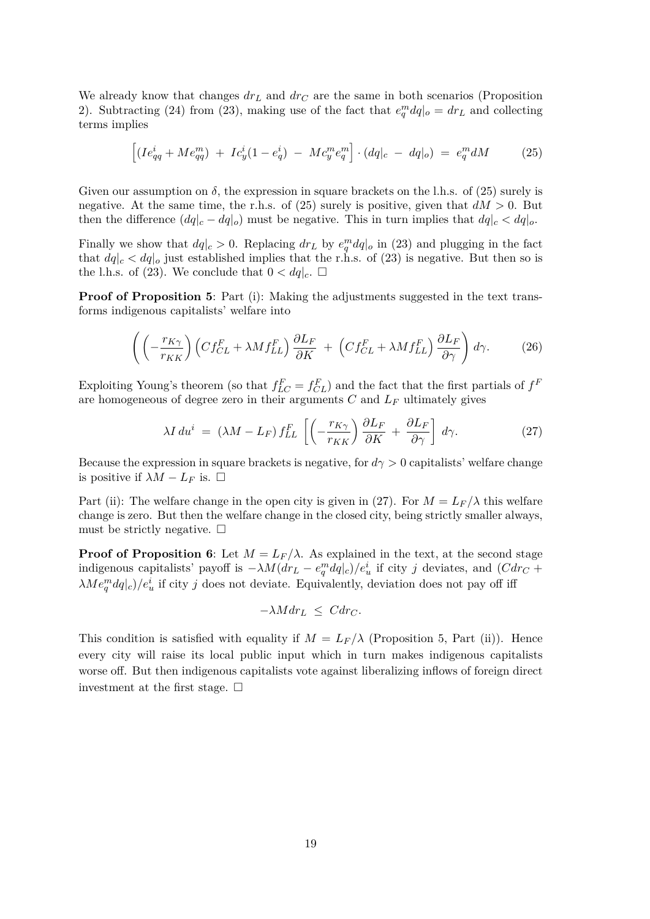We already know that changes $dr_L$ and $dr_C$ are the same in both scenarios (Proposition 2). Subtracting (24) from (23), making use of the fact that $e_q^m dq|_o = dr_L$ and collecting terms implies

$$\Big[(Ie_{qq}^i + Me_{qq}^m) \;+\; Ic_y^i(1-e_q^i) \;-\; Mc_y^m e_q^m\Big] \cdot (dq|_c \;-\; dq|_o) \;=\; e_q^m dM \tag{25}$$

Given our assumption on $\delta$, the expression in square brackets on the l.h.s. of (25) surely is negative. At the same time, the r.h.s. of (25) surely is positive, given that $dM > 0$. But then the difference $(dq|_c - dq|_o)$ must be negative. This in turn implies that $dq|_c < dq|_o$.

Finally we show that $dq|_c > 0$. Replacing $dr_L$ by $e_q^m dq|_o$ in (23) and plugging in the fact that $dq|_c < dq|_o$ just established implies that the r.h.s. of (23) is negative. But then so is the l.h.s. of (23). We conclude that $0 < dq|_c$. □

**Proof of Proposition 5**: Part (i): Making the adjustments suggested in the text transforms indigenous capitalists' welfare into

$$\left(\left(-\frac{r_{K\gamma}}{r_{KK}}\right)\left(Cf_{CL}^F + \lambda M f_{LL}^F\right)\frac{\partial L_F}{\partial K} \;+\; \left(Cf_{CL}^F + \lambda M f_{LL}^F\right)\frac{\partial L_F}{\partial \gamma}\right) d\gamma. \tag{26}$$

Exploiting Young's theorem (so that $f_{LC}^F = f_{CL}^F$) and the fact that the first partials of $f^F$ are homogeneous of degree zero in their arguments $C$ and $L_F$ ultimately gives

$$\lambda I \, du^i \;=\; (\lambda M - L_F)\, f_{LL}^F \left[\left(-\frac{r_{K\gamma}}{r_{KK}}\right)\frac{\partial L_F}{\partial K} \;+\; \frac{\partial L_F}{\partial \gamma}\right] d\gamma. \tag{27}$$

Because the expression in square brackets is negative, for $d\gamma > 0$ capitalists' welfare change is positive if $\lambda M - L_F$ is. □

Part (ii): The welfare change in the open city is given in (27). For $M = L_F/\lambda$ this welfare change is zero. But then the welfare change in the closed city, being strictly smaller always, must be strictly negative. □

**Proof of Proposition 6**: Let $M = L_F/\lambda$. As explained in the text, at the second stage indigenous capitalists' payoff is $-\lambda M(dr_L - e_q^m dq|_c)/e_u^i$ if city $j$ deviates, and $(Cdr_C + \lambda M e_q^m dq|_c)/e_u^i$ if city $j$ does not deviate. Equivalently, deviation does not pay off iff

$$-\lambda M dr_L \;\leq\; C dr_C.$$

This condition is satisfied with equality if $M = L_F/\lambda$ (Proposition 5, Part (ii)). Hence every city will raise its local public input which in turn makes indigenous capitalists worse off. But then indigenous capitalists vote against liberalizing inflows of foreign direct investment at the first stage. □